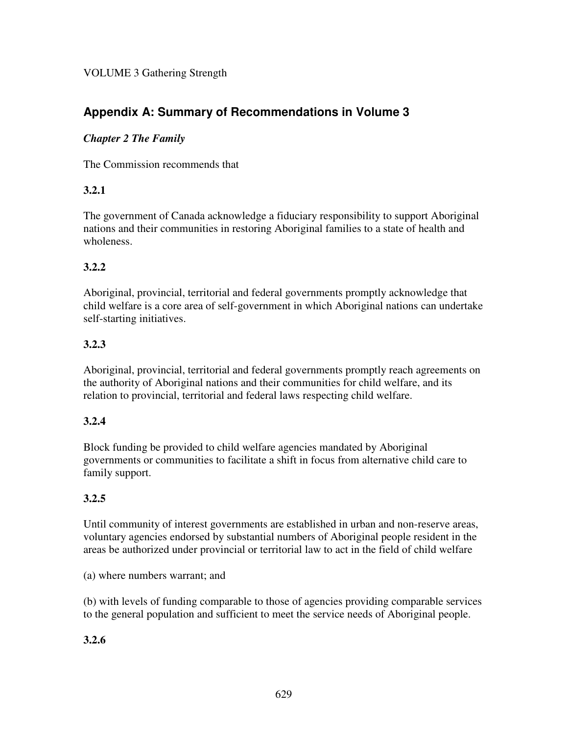VOLUME 3 Gathering Strength

## Appendix A: Summary of Recommendations in Volume 3

### *Chapter 2 The Family*

The Commission recommends that

**3.2.1**

The government of Canada acknowledge a fiduciary responsibility to support Aboriginal nations and their communities in restoring Aboriginal families to a state of health and wholeness.

**3.2.2**

Aboriginal, provincial, territorial and federal governments promptly acknowledge that child welfare is a core area of self-government in which Aboriginal nations can undertake self-starting initiatives.

**3.2.3**

Aboriginal, provincial, territorial and federal governments promptly reach agreements on the authority of Aboriginal nations and their communities for child welfare, and its relation to provincial, territorial and federal laws respecting child welfare.

**3.2.4**

Block funding be provided to child welfare agencies mandated by Aboriginal governments or communities to facilitate a shift in focus from alternative child care to family support.

**3.2.5**

Until community of interest governments are established in urban and non-reserve areas, voluntary agencies endorsed by substantial numbers of Aboriginal people resident in the areas be authorized under provincial or territorial law to act in the field of child welfare

(a) where numbers warrant; and

(b) with levels of funding comparable to those of agencies providing comparable services to the general population and sufficient to meet the service needs of Aboriginal people.

**3.2.6**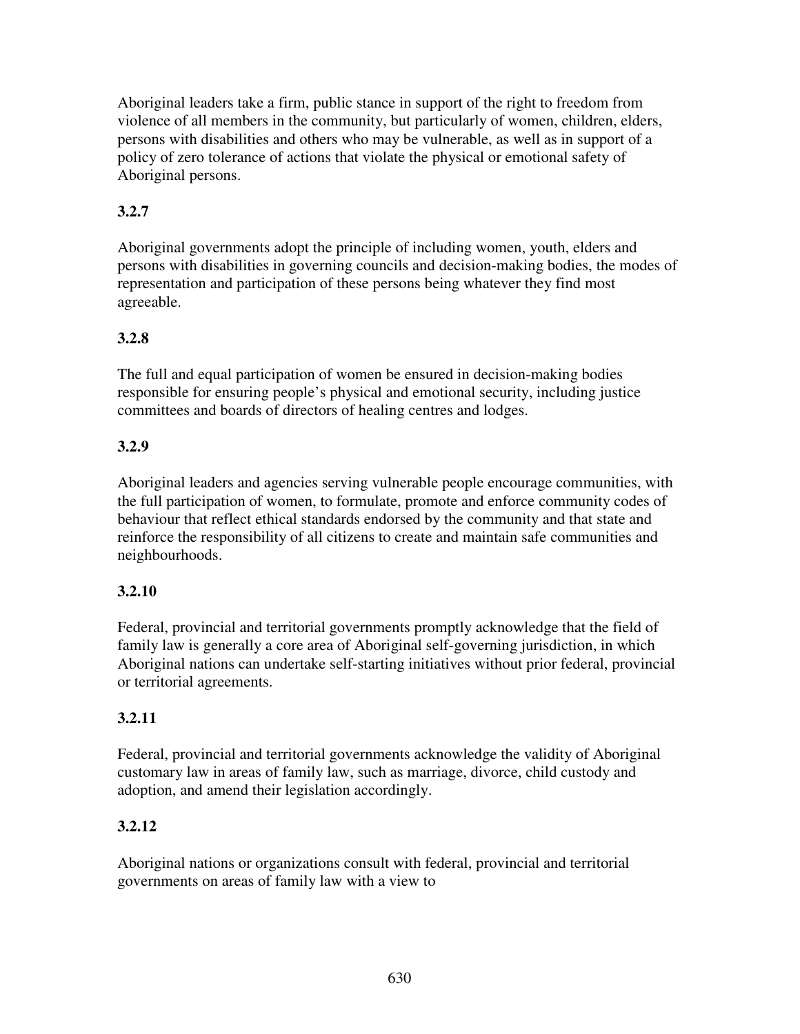Aboriginal leaders take a firm, public stance in support of the right to freedom from violence of all members in the community, but particularly of women, children, elders, persons with disabilities and others who may be vulnerable, as well as in support of a policy of zero tolerance of actions that violate the physical or emotional safety of Aboriginal persons.

**3.2.7**

Aboriginal governments adopt the principle of including women, youth, elders and persons with disabilities in governing councils and decision-making bodies, the modes of representation and participation of these persons being whatever they find most agreeable.

**3.2.8**

The full and equal participation of women be ensured in decision-making bodies responsible for ensuring people's physical and emotional security, including justice committees and boards of directors of healing centres and lodges.

**3.2.9**

Aboriginal leaders and agencies serving vulnerable people encourage communities, with the full participation of women, to formulate, promote and enforce community codes of behaviour that reflect ethical standards endorsed by the community and that state and reinforce the responsibility of all citizens to create and maintain safe communities and neighbourhoods.

**3.2.10**

Federal, provincial and territorial governments promptly acknowledge that the field of family law is generally a core area of Aboriginal self-governing jurisdiction, in which Aboriginal nations can undertake self-starting initiatives without prior federal, provincial or territorial agreements.

**3.2.11**

Federal, provincial and territorial governments acknowledge the validity of Aboriginal customary law in areas of family law, such as marriage, divorce, child custody and adoption, and amend their legislation accordingly.

**3.2.12**

Aboriginal nations or organizations consult with federal, provincial and territorial governments on areas of family law with a view to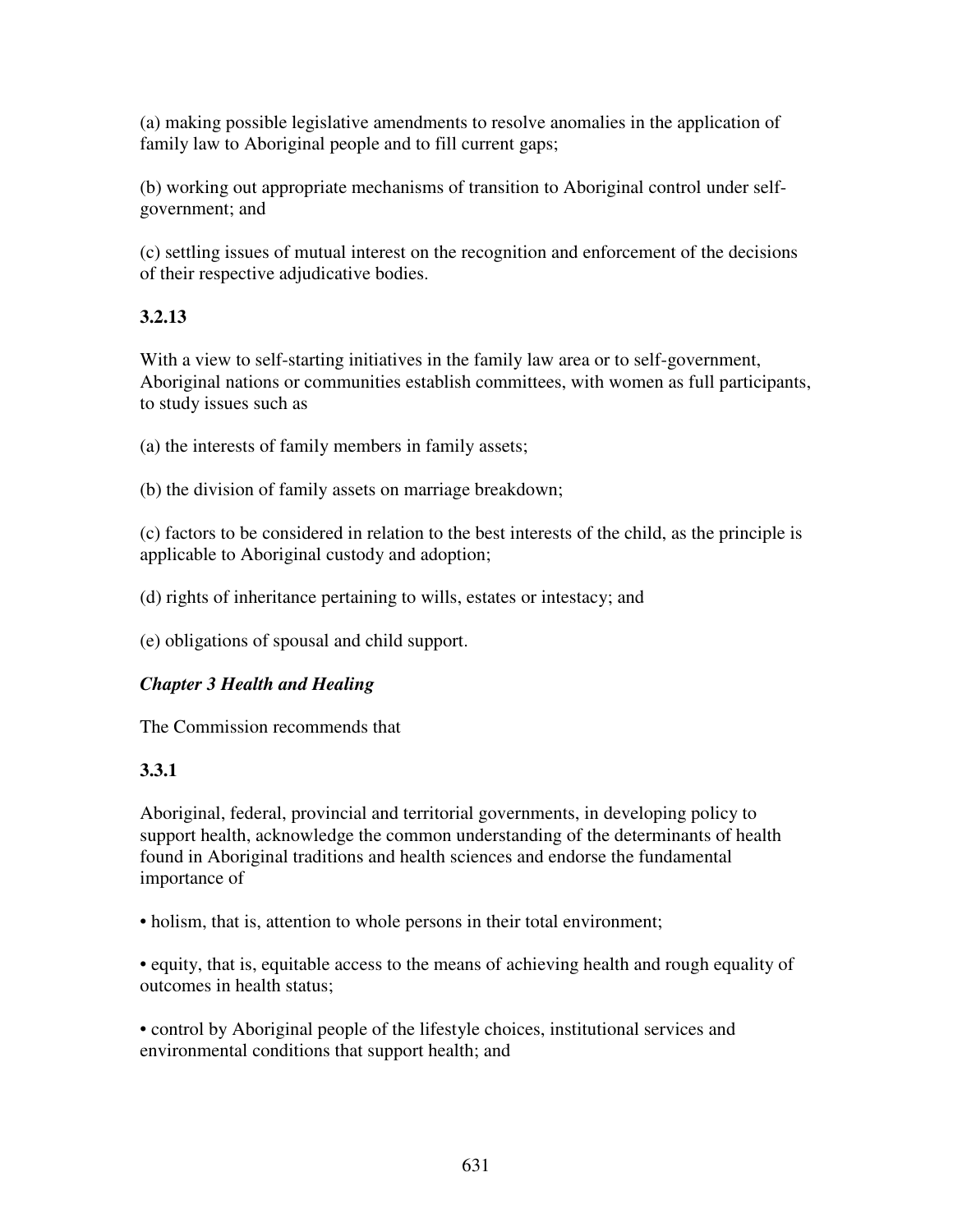(a) making possible legislative amendments to resolve anomalies in the application of family law to Aboriginal people and to fill current gaps;

(b) working out appropriate mechanisms of transition to Aboriginal control under self-government; and

(c) settling issues of mutual interest on the recognition and enforcement of the decisions of their respective adjudicative bodies.

**3.2.13**

With a view to self-starting initiatives in the family law area or to self-government, Aboriginal nations or communities establish committees, with women as full participants, to study issues such as

(a) the interests of family members in family assets;

(b) the division of family assets on marriage breakdown;

(c) factors to be considered in relation to the best interests of the child, as the principle is applicable to Aboriginal custody and adoption;

(d) rights of inheritance pertaining to wills, estates or intestacy; and

(e) obligations of spousal and child support.

***Chapter 3 Health and Healing***

The Commission recommends that

**3.3.1**

Aboriginal, federal, provincial and territorial governments, in developing policy to support health, acknowledge the common understanding of the determinants of health found in Aboriginal traditions and health sciences and endorse the fundamental importance of

• holism, that is, attention to whole persons in their total environment;

• equity, that is, equitable access to the means of achieving health and rough equality of outcomes in health status;

• control by Aboriginal people of the lifestyle choices, institutional services and environmental conditions that support health; and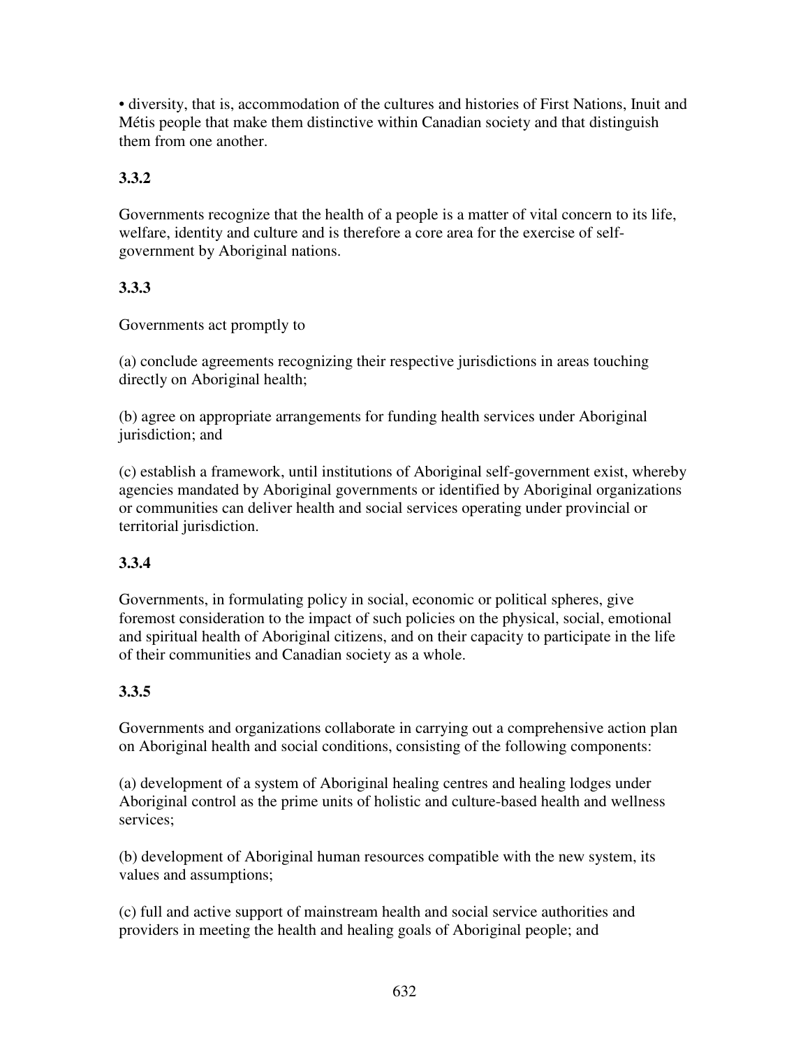- diversity, that is, accommodation of the cultures and histories of First Nations, Inuit and Métis people that make them distinctive within Canadian society and that distinguish them from one another.

**3.3.2**

Governments recognize that the health of a people is a matter of vital concern to its life, welfare, identity and culture and is therefore a core area for the exercise of self-government by Aboriginal nations.

**3.3.3**

Governments act promptly to

(a) conclude agreements recognizing their respective jurisdictions in areas touching directly on Aboriginal health;

(b) agree on appropriate arrangements for funding health services under Aboriginal jurisdiction; and

(c) establish a framework, until institutions of Aboriginal self-government exist, whereby agencies mandated by Aboriginal governments or identified by Aboriginal organizations or communities can deliver health and social services operating under provincial or territorial jurisdiction.

**3.3.4**

Governments, in formulating policy in social, economic or political spheres, give foremost consideration to the impact of such policies on the physical, social, emotional and spiritual health of Aboriginal citizens, and on their capacity to participate in the life of their communities and Canadian society as a whole.

**3.3.5**

Governments and organizations collaborate in carrying out a comprehensive action plan on Aboriginal health and social conditions, consisting of the following components:

(a) development of a system of Aboriginal healing centres and healing lodges under Aboriginal control as the prime units of holistic and culture-based health and wellness services;

(b) development of Aboriginal human resources compatible with the new system, its values and assumptions;

(c) full and active support of mainstream health and social service authorities and providers in meeting the health and healing goals of Aboriginal people; and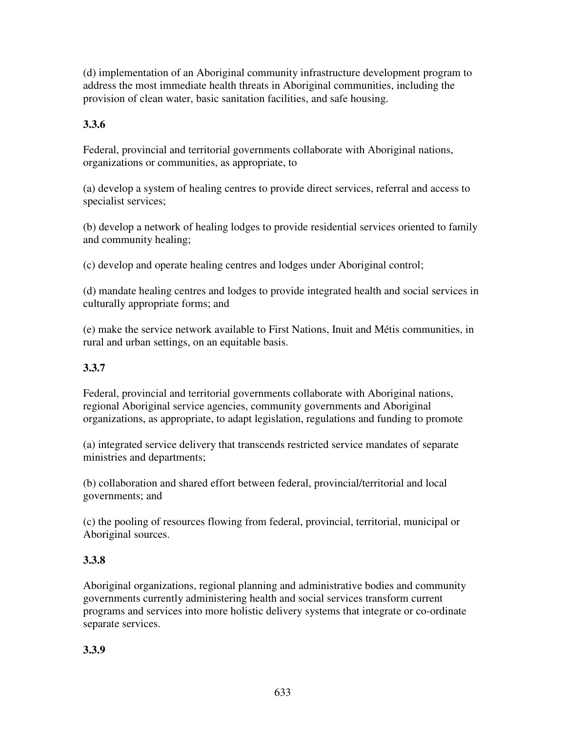(d) implementation of an Aboriginal community infrastructure development program to address the most immediate health threats in Aboriginal communities, including the provision of clean water, basic sanitation facilities, and safe housing.

**3.3.6**

Federal, provincial and territorial governments collaborate with Aboriginal nations, organizations or communities, as appropriate, to

(a) develop a system of healing centres to provide direct services, referral and access to specialist services;

(b) develop a network of healing lodges to provide residential services oriented to family and community healing;

(c) develop and operate healing centres and lodges under Aboriginal control;

(d) mandate healing centres and lodges to provide integrated health and social services in culturally appropriate forms; and

(e) make the service network available to First Nations, Inuit and Métis communities, in rural and urban settings, on an equitable basis.

**3.3.7**

Federal, provincial and territorial governments collaborate with Aboriginal nations, regional Aboriginal service agencies, community governments and Aboriginal organizations, as appropriate, to adapt legislation, regulations and funding to promote

(a) integrated service delivery that transcends restricted service mandates of separate ministries and departments;

(b) collaboration and shared effort between federal, provincial/territorial and local governments; and

(c) the pooling of resources flowing from federal, provincial, territorial, municipal or Aboriginal sources.

**3.3.8**

Aboriginal organizations, regional planning and administrative bodies and community governments currently administering health and social services transform current programs and services into more holistic delivery systems that integrate or co-ordinate separate services.

**3.3.9**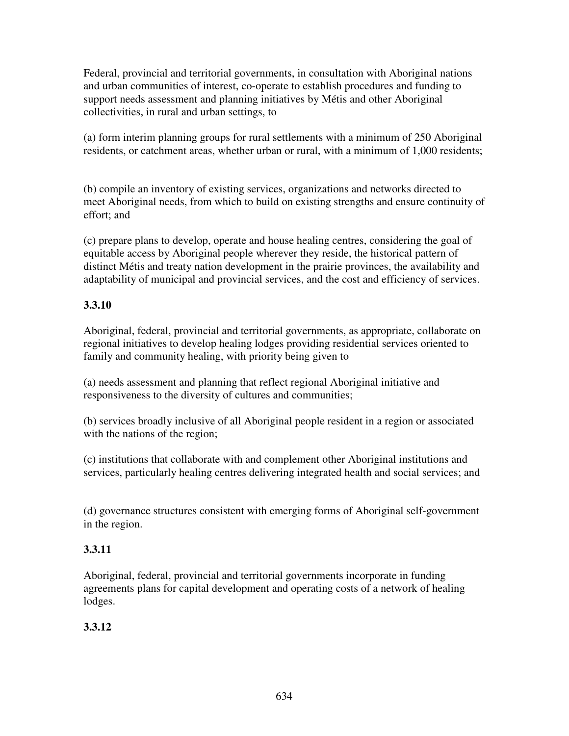Federal, provincial and territorial governments, in consultation with Aboriginal nations and urban communities of interest, co-operate to establish procedures and funding to support needs assessment and planning initiatives by Métis and other Aboriginal collectivities, in rural and urban settings, to

(a) form interim planning groups for rural settlements with a minimum of 250 Aboriginal residents, or catchment areas, whether urban or rural, with a minimum of 1,000 residents;

(b) compile an inventory of existing services, organizations and networks directed to meet Aboriginal needs, from which to build on existing strengths and ensure continuity of effort; and

(c) prepare plans to develop, operate and house healing centres, considering the goal of equitable access by Aboriginal people wherever they reside, the historical pattern of distinct Métis and treaty nation development in the prairie provinces, the availability and adaptability of municipal and provincial services, and the cost and efficiency of services.

**3.3.10**

Aboriginal, federal, provincial and territorial governments, as appropriate, collaborate on regional initiatives to develop healing lodges providing residential services oriented to family and community healing, with priority being given to

(a) needs assessment and planning that reflect regional Aboriginal initiative and responsiveness to the diversity of cultures and communities;

(b) services broadly inclusive of all Aboriginal people resident in a region or associated with the nations of the region;

(c) institutions that collaborate with and complement other Aboriginal institutions and services, particularly healing centres delivering integrated health and social services; and

(d) governance structures consistent with emerging forms of Aboriginal self-government in the region.

**3.3.11**

Aboriginal, federal, provincial and territorial governments incorporate in funding agreements plans for capital development and operating costs of a network of healing lodges.

**3.3.12**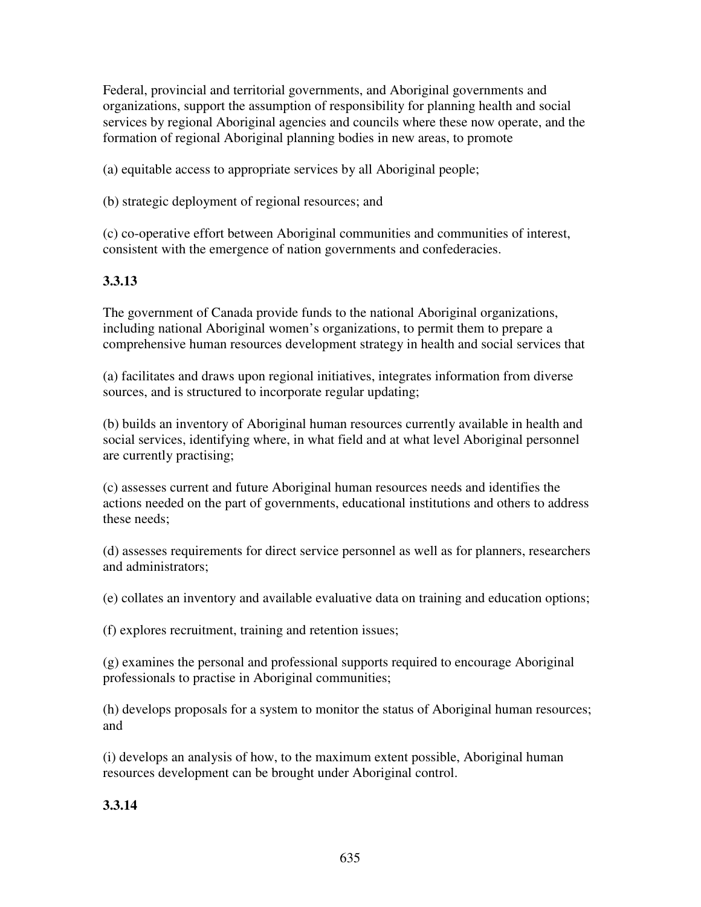Federal, provincial and territorial governments, and Aboriginal governments and organizations, support the assumption of responsibility for planning health and social services by regional Aboriginal agencies and councils where these now operate, and the formation of regional Aboriginal planning bodies in new areas, to promote

(a) equitable access to appropriate services by all Aboriginal people;

(b) strategic deployment of regional resources; and

(c) co-operative effort between Aboriginal communities and communities of interest, consistent with the emergence of nation governments and confederacies.

**3.3.13**

The government of Canada provide funds to the national Aboriginal organizations, including national Aboriginal women's organizations, to permit them to prepare a comprehensive human resources development strategy in health and social services that

(a) facilitates and draws upon regional initiatives, integrates information from diverse sources, and is structured to incorporate regular updating;

(b) builds an inventory of Aboriginal human resources currently available in health and social services, identifying where, in what field and at what level Aboriginal personnel are currently practising;

(c) assesses current and future Aboriginal human resources needs and identifies the actions needed on the part of governments, educational institutions and others to address these needs;

(d) assesses requirements for direct service personnel as well as for planners, researchers and administrators;

(e) collates an inventory and available evaluative data on training and education options;

(f) explores recruitment, training and retention issues;

(g) examines the personal and professional supports required to encourage Aboriginal professionals to practise in Aboriginal communities;

(h) develops proposals for a system to monitor the status of Aboriginal human resources; and

(i) develops an analysis of how, to the maximum extent possible, Aboriginal human resources development can be brought under Aboriginal control.

**3.3.14**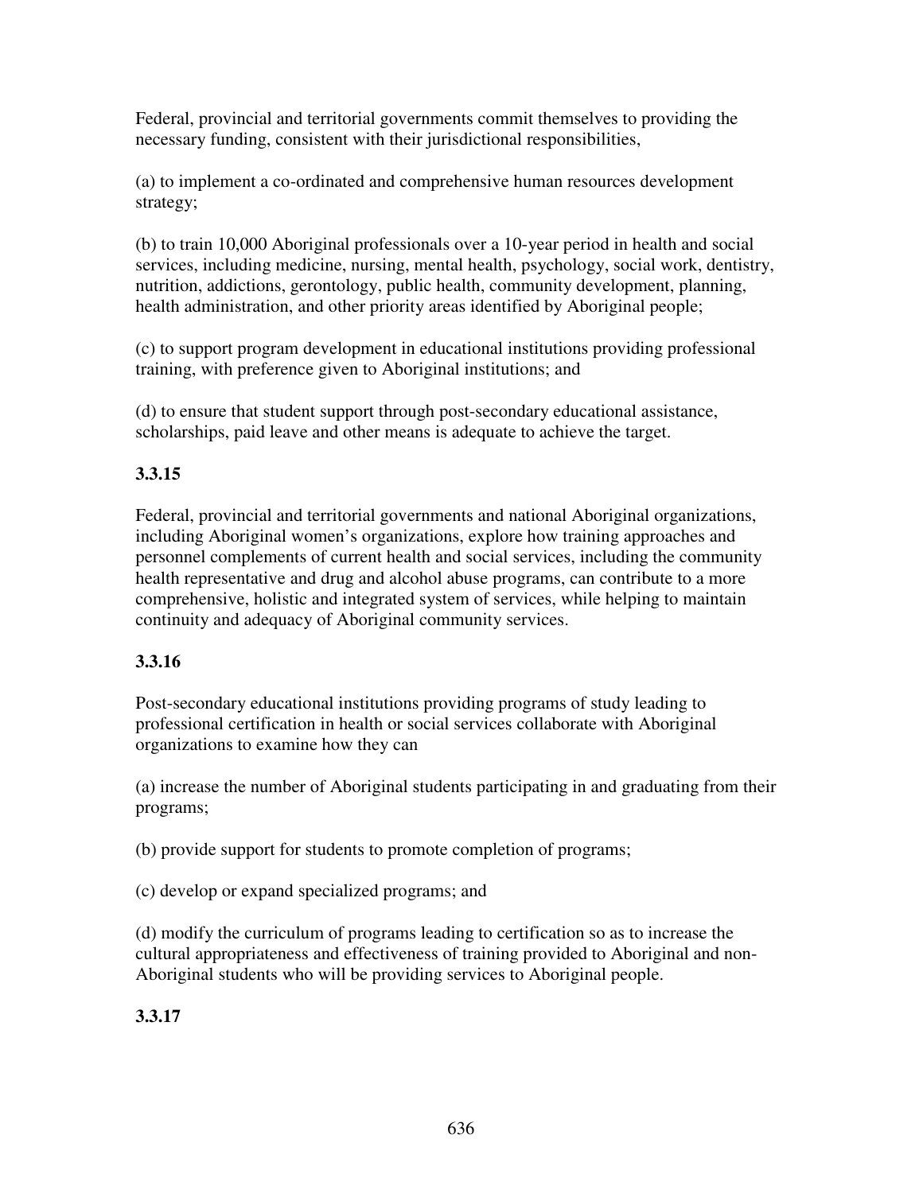Federal, provincial and territorial governments commit themselves to providing the necessary funding, consistent with their jurisdictional responsibilities,

(a) to implement a co-ordinated and comprehensive human resources development strategy;

(b) to train 10,000 Aboriginal professionals over a 10-year period in health and social services, including medicine, nursing, mental health, psychology, social work, dentistry, nutrition, addictions, gerontology, public health, community development, planning, health administration, and other priority areas identified by Aboriginal people;

(c) to support program development in educational institutions providing professional training, with preference given to Aboriginal institutions; and

(d) to ensure that student support through post-secondary educational assistance, scholarships, paid leave and other means is adequate to achieve the target.

**3.3.15**

Federal, provincial and territorial governments and national Aboriginal organizations, including Aboriginal women's organizations, explore how training approaches and personnel complements of current health and social services, including the community health representative and drug and alcohol abuse programs, can contribute to a more comprehensive, holistic and integrated system of services, while helping to maintain continuity and adequacy of Aboriginal community services.

**3.3.16**

Post-secondary educational institutions providing programs of study leading to professional certification in health or social services collaborate with Aboriginal organizations to examine how they can

(a) increase the number of Aboriginal students participating in and graduating from their programs;

(b) provide support for students to promote completion of programs;

(c) develop or expand specialized programs; and

(d) modify the curriculum of programs leading to certification so as to increase the cultural appropriateness and effectiveness of training provided to Aboriginal and non-Aboriginal students who will be providing services to Aboriginal people.

**3.3.17**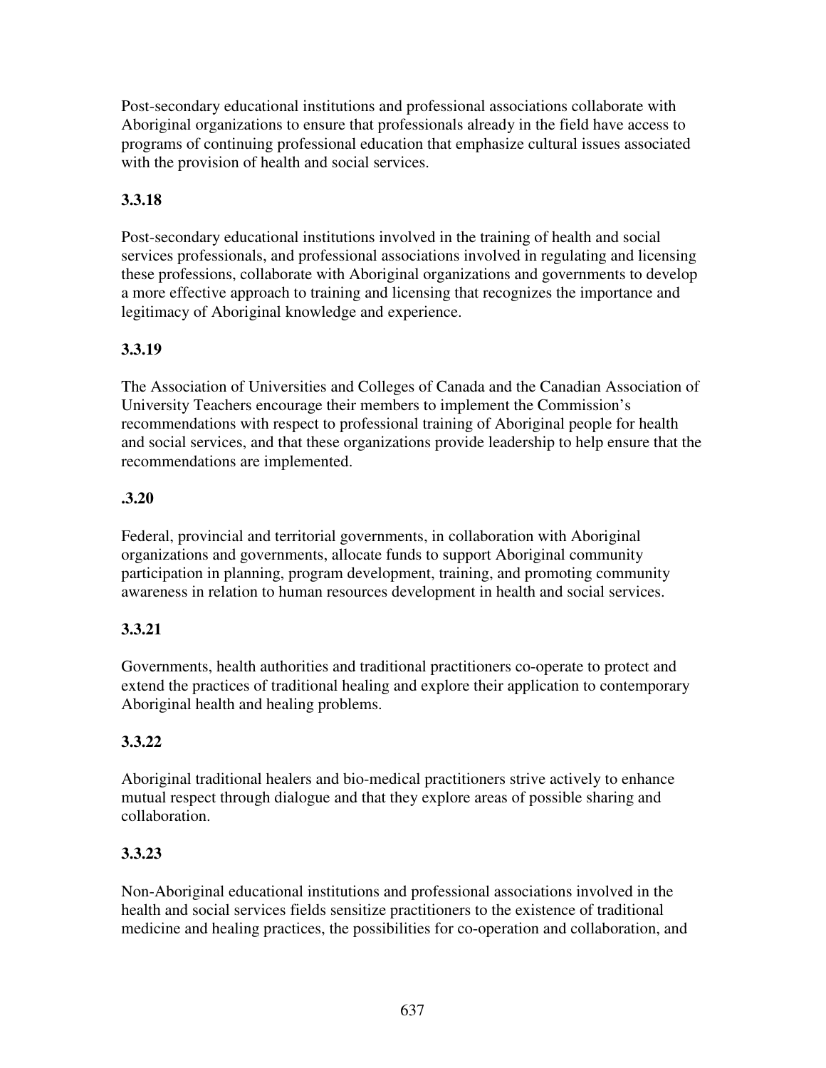Post-secondary educational institutions and professional associations collaborate with Aboriginal organizations to ensure that professionals already in the field have access to programs of continuing professional education that emphasize cultural issues associated with the provision of health and social services.

**3.3.18**

Post-secondary educational institutions involved in the training of health and social services professionals, and professional associations involved in regulating and licensing these professions, collaborate with Aboriginal organizations and governments to develop a more effective approach to training and licensing that recognizes the importance and legitimacy of Aboriginal knowledge and experience.

**3.3.19**

The Association of Universities and Colleges of Canada and the Canadian Association of University Teachers encourage their members to implement the Commission's recommendations with respect to professional training of Aboriginal people for health and social services, and that these organizations provide leadership to help ensure that the recommendations are implemented.

**.3.20**

Federal, provincial and territorial governments, in collaboration with Aboriginal organizations and governments, allocate funds to support Aboriginal community participation in planning, program development, training, and promoting community awareness in relation to human resources development in health and social services.

**3.3.21**

Governments, health authorities and traditional practitioners co-operate to protect and extend the practices of traditional healing and explore their application to contemporary Aboriginal health and healing problems.

**3.3.22**

Aboriginal traditional healers and bio-medical practitioners strive actively to enhance mutual respect through dialogue and that they explore areas of possible sharing and collaboration.

**3.3.23**

Non-Aboriginal educational institutions and professional associations involved in the health and social services fields sensitize practitioners to the existence of traditional medicine and healing practices, the possibilities for co-operation and collaboration, and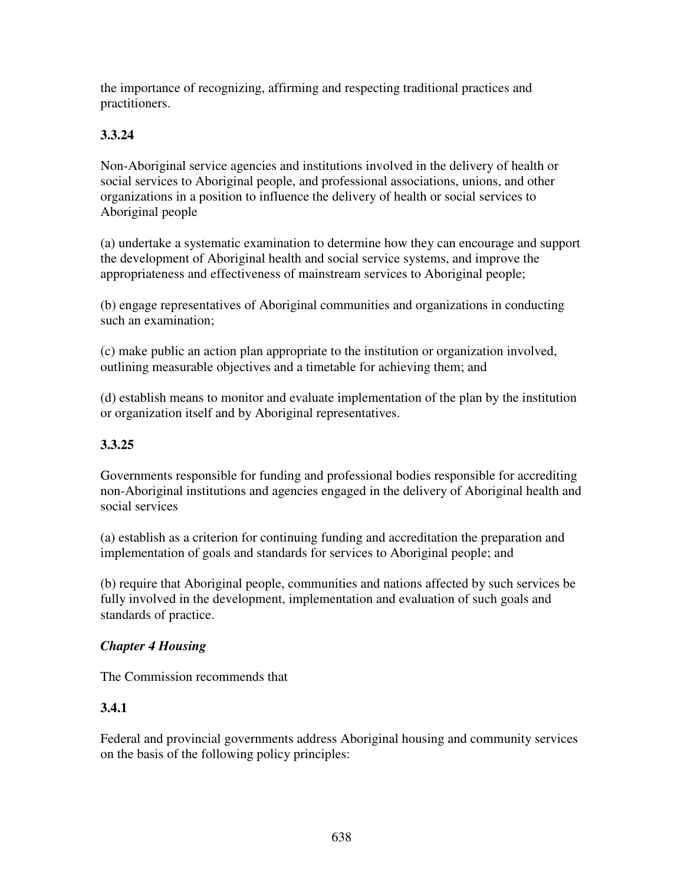the importance of recognizing, affirming and respecting traditional practices and practitioners.

**3.3.24**

Non-Aboriginal service agencies and institutions involved in the delivery of health or social services to Aboriginal people, and professional associations, unions, and other organizations in a position to influence the delivery of health or social services to Aboriginal people

(a) undertake a systematic examination to determine how they can encourage and support the development of Aboriginal health and social service systems, and improve the appropriateness and effectiveness of mainstream services to Aboriginal people;

(b) engage representatives of Aboriginal communities and organizations in conducting such an examination;

(c) make public an action plan appropriate to the institution or organization involved, outlining measurable objectives and a timetable for achieving them; and

(d) establish means to monitor and evaluate implementation of the plan by the institution or organization itself and by Aboriginal representatives.

**3.3.25**

Governments responsible for funding and professional bodies responsible for accrediting non-Aboriginal institutions and agencies engaged in the delivery of Aboriginal health and social services

(a) establish as a criterion for continuing funding and accreditation the preparation and implementation of goals and standards for services to Aboriginal people; and

(b) require that Aboriginal people, communities and nations affected by such services be fully involved in the development, implementation and evaluation of such goals and standards of practice.

***Chapter 4 Housing***

The Commission recommends that

**3.4.1**

Federal and provincial governments address Aboriginal housing and community services on the basis of the following policy principles: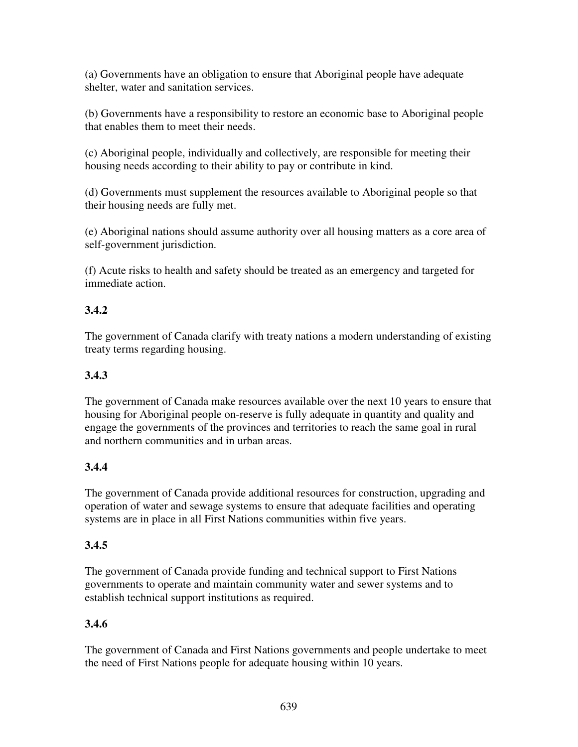(a) Governments have an obligation to ensure that Aboriginal people have adequate shelter, water and sanitation services.

(b) Governments have a responsibility to restore an economic base to Aboriginal people that enables them to meet their needs.

(c) Aboriginal people, individually and collectively, are responsible for meeting their housing needs according to their ability to pay or contribute in kind.

(d) Governments must supplement the resources available to Aboriginal people so that their housing needs are fully met.

(e) Aboriginal nations should assume authority over all housing matters as a core area of self-government jurisdiction.

(f) Acute risks to health and safety should be treated as an emergency and targeted for immediate action.

**3.4.2**

The government of Canada clarify with treaty nations a modern understanding of existing treaty terms regarding housing.

**3.4.3**

The government of Canada make resources available over the next 10 years to ensure that housing for Aboriginal people on-reserve is fully adequate in quantity and quality and engage the governments of the provinces and territories to reach the same goal in rural and northern communities and in urban areas.

**3.4.4**

The government of Canada provide additional resources for construction, upgrading and operation of water and sewage systems to ensure that adequate facilities and operating systems are in place in all First Nations communities within five years.

**3.4.5**

The government of Canada provide funding and technical support to First Nations governments to operate and maintain community water and sewer systems and to establish technical support institutions as required.

**3.4.6**

The government of Canada and First Nations governments and people undertake to meet the need of First Nations people for adequate housing within 10 years.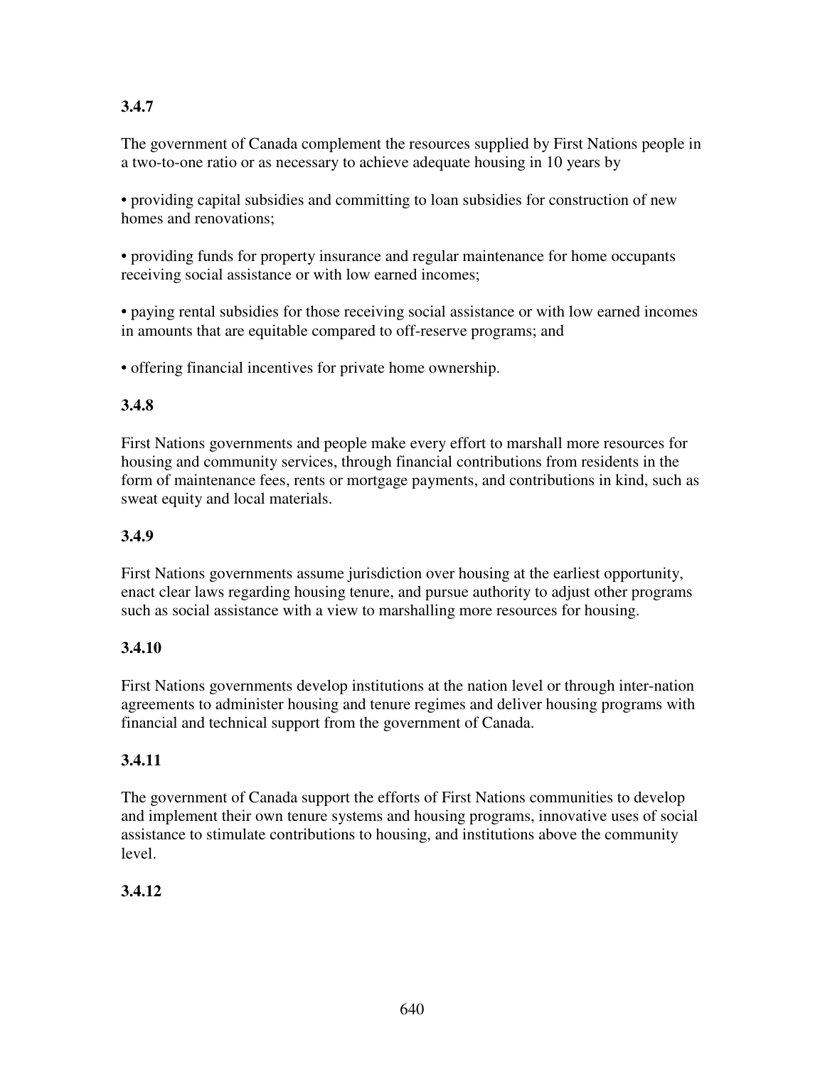**3.4.7**

The government of Canada complement the resources supplied by First Nations people in a two-to-one ratio or as necessary to achieve adequate housing in 10 years by

- providing capital subsidies and committing to loan subsidies for construction of new homes and renovations;
- providing funds for property insurance and regular maintenance for home occupants receiving social assistance or with low earned incomes;
- paying rental subsidies for those receiving social assistance or with low earned incomes in amounts that are equitable compared to off-reserve programs; and
- offering financial incentives for private home ownership.

**3.4.8**

First Nations governments and people make every effort to marshall more resources for housing and community services, through financial contributions from residents in the form of maintenance fees, rents or mortgage payments, and contributions in kind, such as sweat equity and local materials.

**3.4.9**

First Nations governments assume jurisdiction over housing at the earliest opportunity, enact clear laws regarding housing tenure, and pursue authority to adjust other programs such as social assistance with a view to marshalling more resources for housing.

**3.4.10**

First Nations governments develop institutions at the nation level or through inter-nation agreements to administer housing and tenure regimes and deliver housing programs with financial and technical support from the government of Canada.

**3.4.11**

The government of Canada support the efforts of First Nations communities to develop and implement their own tenure systems and housing programs, innovative uses of social assistance to stimulate contributions to housing, and institutions above the community level.

**3.4.12**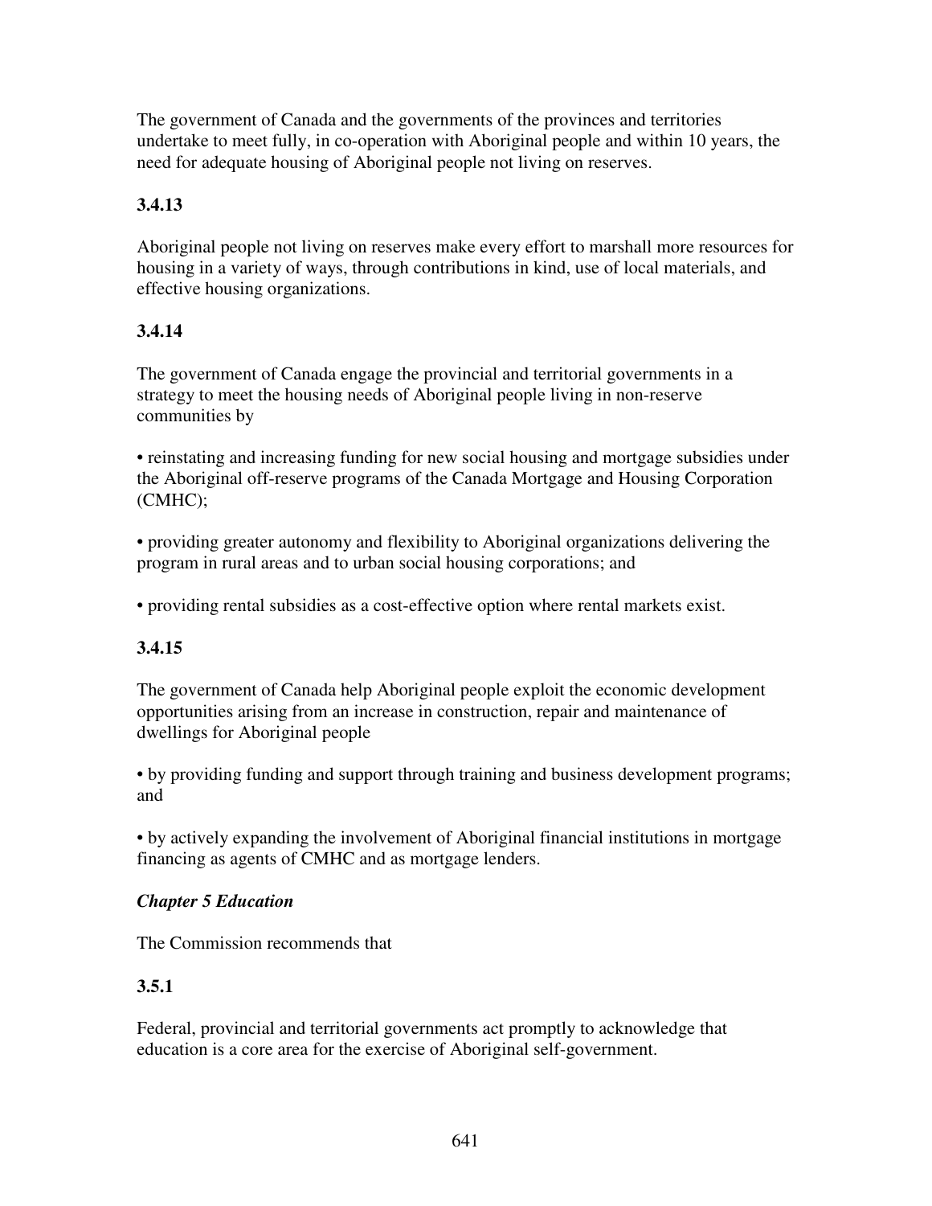The government of Canada and the governments of the provinces and territories undertake to meet fully, in co-operation with Aboriginal people and within 10 years, the need for adequate housing of Aboriginal people not living on reserves.

**3.4.13**

Aboriginal people not living on reserves make every effort to marshall more resources for housing in a variety of ways, through contributions in kind, use of local materials, and effective housing organizations.

**3.4.14**

The government of Canada engage the provincial and territorial governments in a strategy to meet the housing needs of Aboriginal people living in non-reserve communities by

• reinstating and increasing funding for new social housing and mortgage subsidies under the Aboriginal off-reserve programs of the Canada Mortgage and Housing Corporation (CMHC);

• providing greater autonomy and flexibility to Aboriginal organizations delivering the program in rural areas and to urban social housing corporations; and

• providing rental subsidies as a cost-effective option where rental markets exist.

**3.4.15**

The government of Canada help Aboriginal people exploit the economic development opportunities arising from an increase in construction, repair and maintenance of dwellings for Aboriginal people

• by providing funding and support through training and business development programs; and

• by actively expanding the involvement of Aboriginal financial institutions in mortgage financing as agents of CMHC and as mortgage lenders.

***Chapter 5 Education***

The Commission recommends that

**3.5.1**

Federal, provincial and territorial governments act promptly to acknowledge that education is a core area for the exercise of Aboriginal self-government.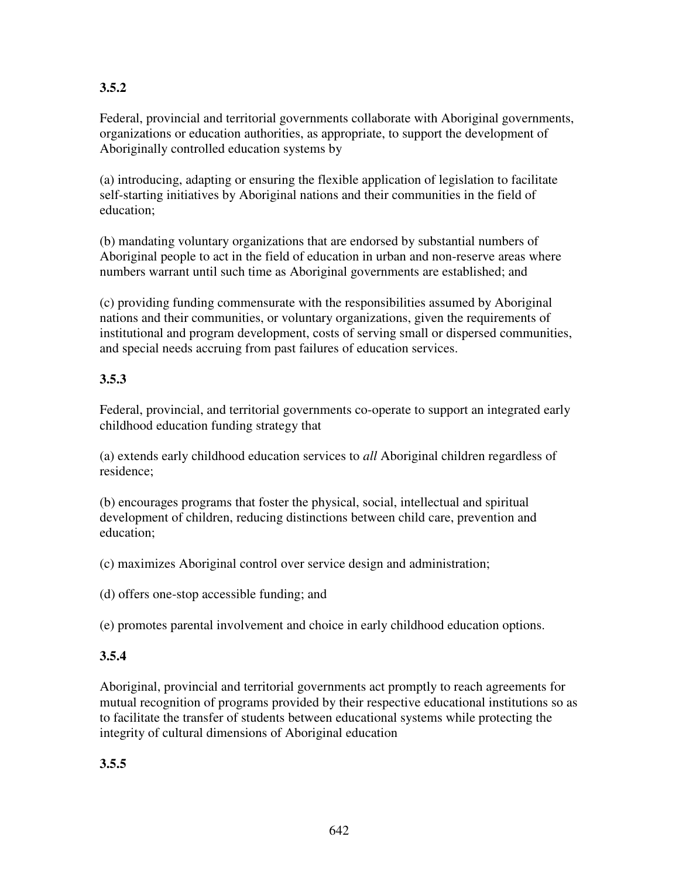**3.5.2**

Federal, provincial and territorial governments collaborate with Aboriginal governments, organizations or education authorities, as appropriate, to support the development of Aboriginally controlled education systems by

(a) introducing, adapting or ensuring the flexible application of legislation to facilitate self-starting initiatives by Aboriginal nations and their communities in the field of education;

(b) mandating voluntary organizations that are endorsed by substantial numbers of Aboriginal people to act in the field of education in urban and non-reserve areas where numbers warrant until such time as Aboriginal governments are established; and

(c) providing funding commensurate with the responsibilities assumed by Aboriginal nations and their communities, or voluntary organizations, given the requirements of institutional and program development, costs of serving small or dispersed communities, and special needs accruing from past failures of education services.

**3.5.3**

Federal, provincial, and territorial governments co-operate to support an integrated early childhood education funding strategy that

(a) extends early childhood education services to *all* Aboriginal children regardless of residence;

(b) encourages programs that foster the physical, social, intellectual and spiritual development of children, reducing distinctions between child care, prevention and education;

(c) maximizes Aboriginal control over service design and administration;

(d) offers one-stop accessible funding; and

(e) promotes parental involvement and choice in early childhood education options.

**3.5.4**

Aboriginal, provincial and territorial governments act promptly to reach agreements for mutual recognition of programs provided by their respective educational institutions so as to facilitate the transfer of students between educational systems while protecting the integrity of cultural dimensions of Aboriginal education

**3.5.5**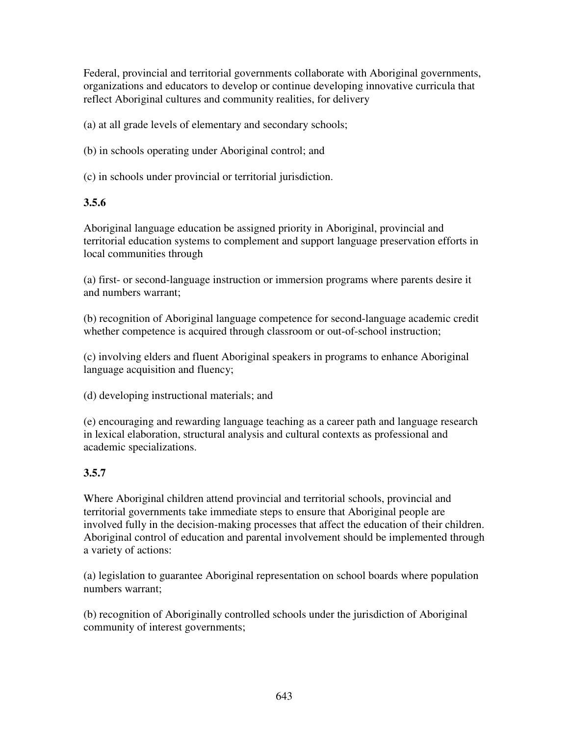Federal, provincial and territorial governments collaborate with Aboriginal governments, organizations and educators to develop or continue developing innovative curricula that reflect Aboriginal cultures and community realities, for delivery

(a) at all grade levels of elementary and secondary schools;

(b) in schools operating under Aboriginal control; and

(c) in schools under provincial or territorial jurisdiction.

**3.5.6**

Aboriginal language education be assigned priority in Aboriginal, provincial and territorial education systems to complement and support language preservation efforts in local communities through

(a) first- or second-language instruction or immersion programs where parents desire it and numbers warrant;

(b) recognition of Aboriginal language competence for second-language academic credit whether competence is acquired through classroom or out-of-school instruction;

(c) involving elders and fluent Aboriginal speakers in programs to enhance Aboriginal language acquisition and fluency;

(d) developing instructional materials; and

(e) encouraging and rewarding language teaching as a career path and language research in lexical elaboration, structural analysis and cultural contexts as professional and academic specializations.

**3.5.7**

Where Aboriginal children attend provincial and territorial schools, provincial and territorial governments take immediate steps to ensure that Aboriginal people are involved fully in the decision-making processes that affect the education of their children. Aboriginal control of education and parental involvement should be implemented through a variety of actions:

(a) legislation to guarantee Aboriginal representation on school boards where population numbers warrant;

(b) recognition of Aboriginally controlled schools under the jurisdiction of Aboriginal community of interest governments;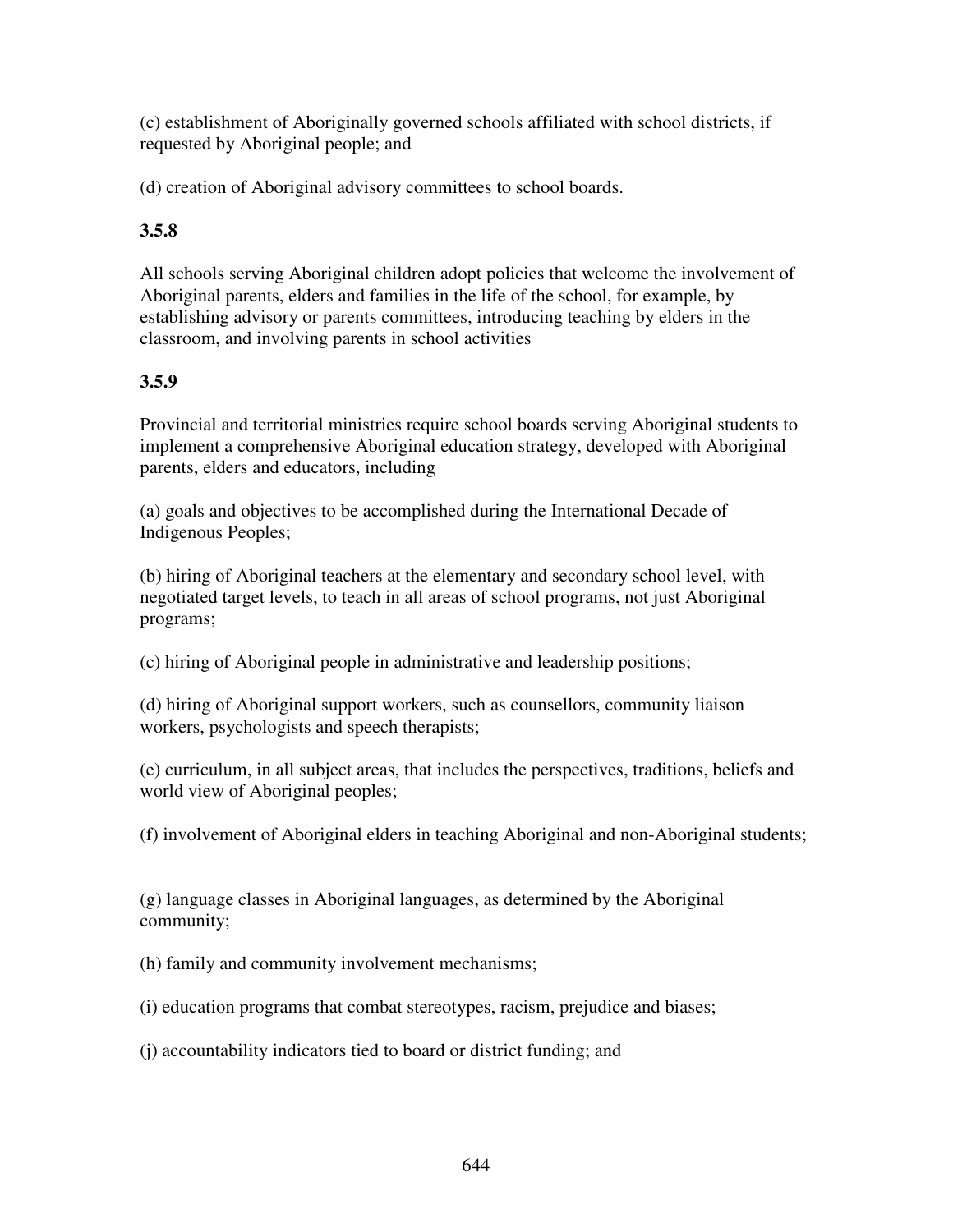(c) establishment of Aboriginally governed schools affiliated with school districts, if requested by Aboriginal people; and

(d) creation of Aboriginal advisory committees to school boards.

**3.5.8**

All schools serving Aboriginal children adopt policies that welcome the involvement of Aboriginal parents, elders and families in the life of the school, for example, by establishing advisory or parents committees, introducing teaching by elders in the classroom, and involving parents in school activities

**3.5.9**

Provincial and territorial ministries require school boards serving Aboriginal students to implement a comprehensive Aboriginal education strategy, developed with Aboriginal parents, elders and educators, including

(a) goals and objectives to be accomplished during the International Decade of Indigenous Peoples;

(b) hiring of Aboriginal teachers at the elementary and secondary school level, with negotiated target levels, to teach in all areas of school programs, not just Aboriginal programs;

(c) hiring of Aboriginal people in administrative and leadership positions;

(d) hiring of Aboriginal support workers, such as counsellors, community liaison workers, psychologists and speech therapists;

(e) curriculum, in all subject areas, that includes the perspectives, traditions, beliefs and world view of Aboriginal peoples;

(f) involvement of Aboriginal elders in teaching Aboriginal and non-Aboriginal students;

(g) language classes in Aboriginal languages, as determined by the Aboriginal community;

(h) family and community involvement mechanisms;

(i) education programs that combat stereotypes, racism, prejudice and biases;

(j) accountability indicators tied to board or district funding; and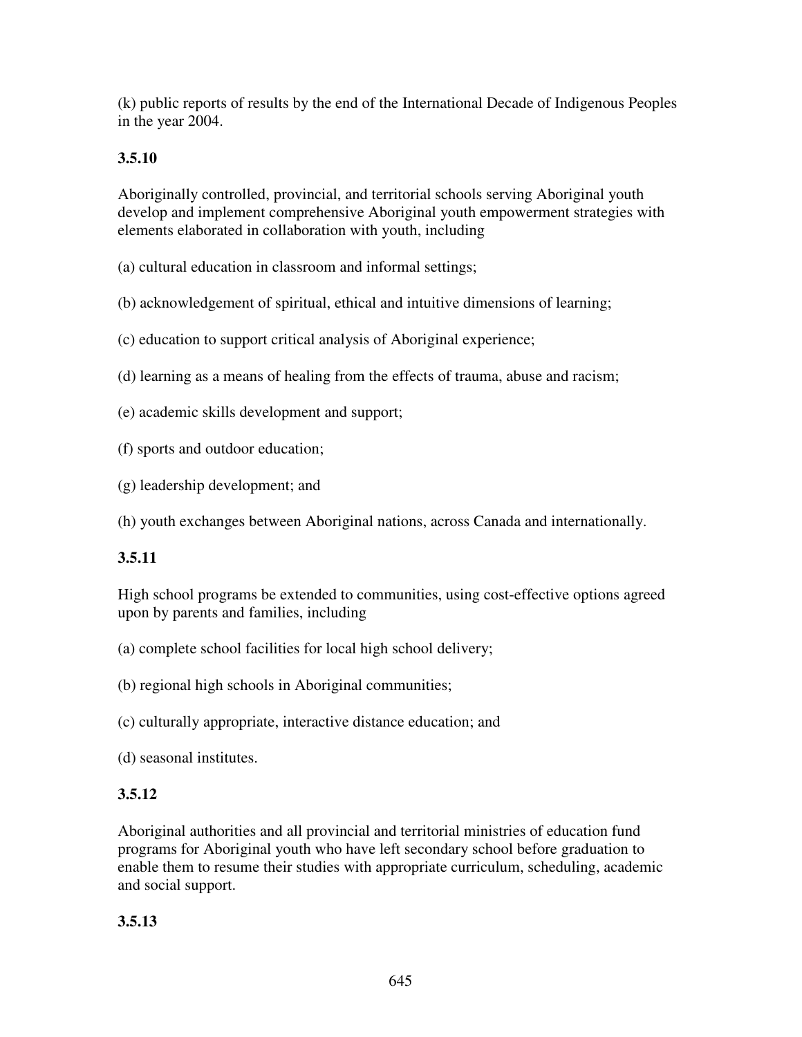(k) public reports of results by the end of the International Decade of Indigenous Peoples in the year 2004.

**3.5.10**

Aboriginally controlled, provincial, and territorial schools serving Aboriginal youth develop and implement comprehensive Aboriginal youth empowerment strategies with elements elaborated in collaboration with youth, including

(a) cultural education in classroom and informal settings;

(b) acknowledgement of spiritual, ethical and intuitive dimensions of learning;

(c) education to support critical analysis of Aboriginal experience;

(d) learning as a means of healing from the effects of trauma, abuse and racism;

(e) academic skills development and support;

(f) sports and outdoor education;

(g) leadership development; and

(h) youth exchanges between Aboriginal nations, across Canada and internationally.

**3.5.11**

High school programs be extended to communities, using cost-effective options agreed upon by parents and families, including

(a) complete school facilities for local high school delivery;

(b) regional high schools in Aboriginal communities;

(c) culturally appropriate, interactive distance education; and

(d) seasonal institutes.

**3.5.12**

Aboriginal authorities and all provincial and territorial ministries of education fund programs for Aboriginal youth who have left secondary school before graduation to enable them to resume their studies with appropriate curriculum, scheduling, academic and social support.

**3.5.13**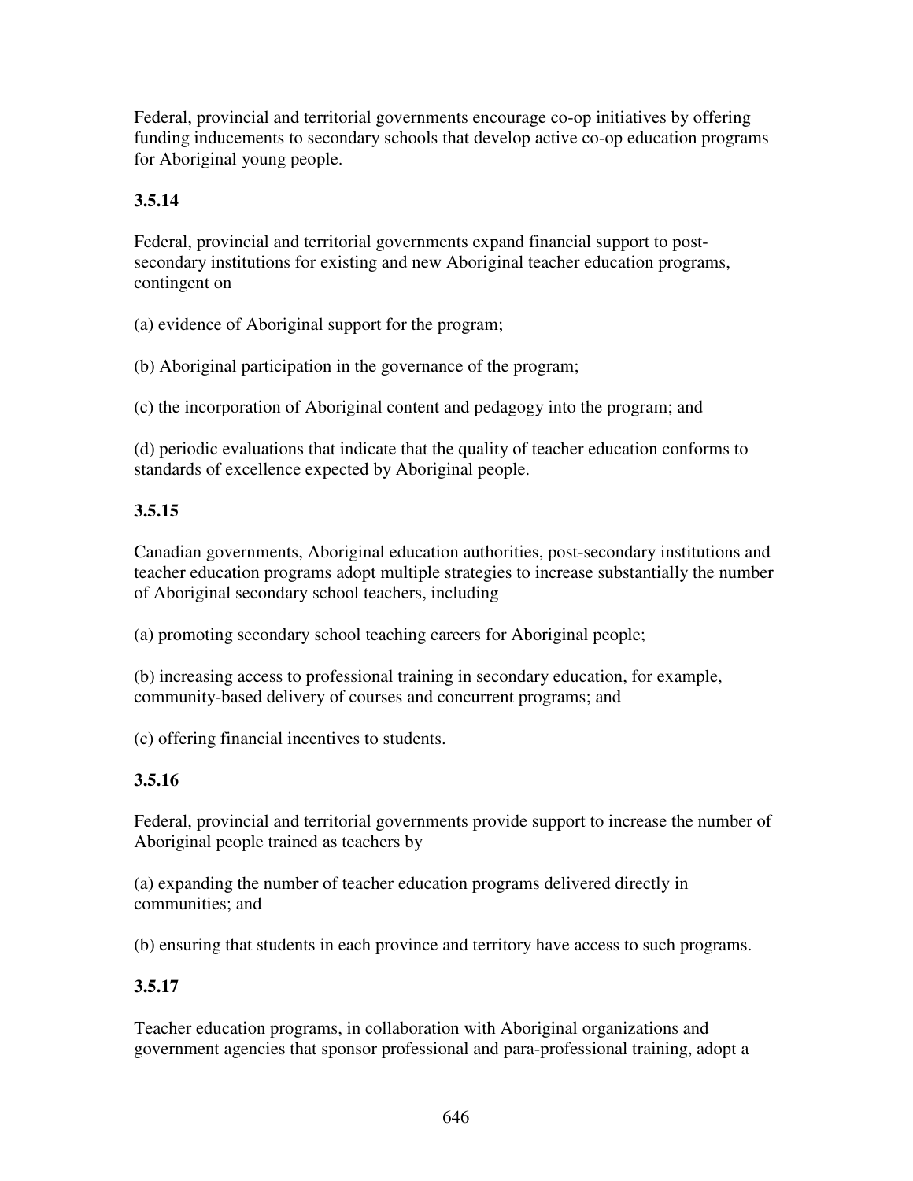Federal, provincial and territorial governments encourage co-op initiatives by offering funding inducements to secondary schools that develop active co-op education programs for Aboriginal young people.

**3.5.14**

Federal, provincial and territorial governments expand financial support to post-secondary institutions for existing and new Aboriginal teacher education programs, contingent on

(a) evidence of Aboriginal support for the program;

(b) Aboriginal participation in the governance of the program;

(c) the incorporation of Aboriginal content and pedagogy into the program; and

(d) periodic evaluations that indicate that the quality of teacher education conforms to standards of excellence expected by Aboriginal people.

**3.5.15**

Canadian governments, Aboriginal education authorities, post-secondary institutions and teacher education programs adopt multiple strategies to increase substantially the number of Aboriginal secondary school teachers, including

(a) promoting secondary school teaching careers for Aboriginal people;

(b) increasing access to professional training in secondary education, for example, community-based delivery of courses and concurrent programs; and

(c) offering financial incentives to students.

**3.5.16**

Federal, provincial and territorial governments provide support to increase the number of Aboriginal people trained as teachers by

(a) expanding the number of teacher education programs delivered directly in communities; and

(b) ensuring that students in each province and territory have access to such programs.

**3.5.17**

Teacher education programs, in collaboration with Aboriginal organizations and government agencies that sponsor professional and para-professional training, adopt a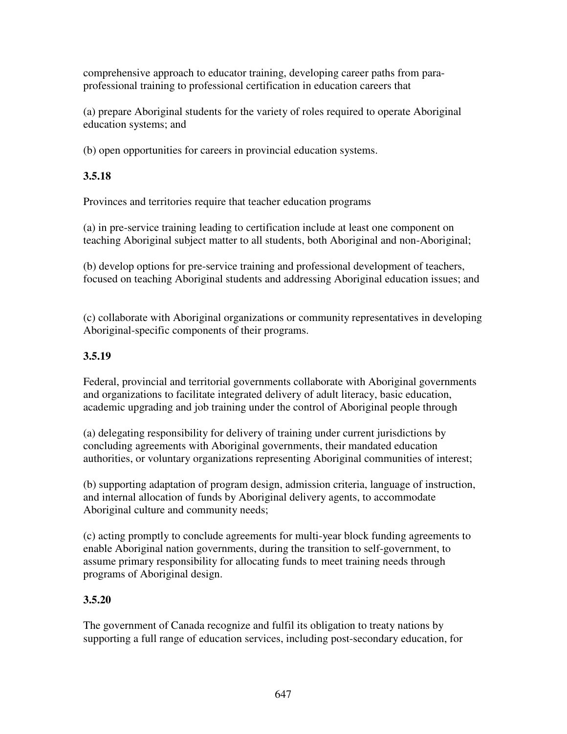comprehensive approach to educator training, developing career paths from para-professional training to professional certification in education careers that

(a) prepare Aboriginal students for the variety of roles required to operate Aboriginal education systems; and

(b) open opportunities for careers in provincial education systems.

**3.5.18**

Provinces and territories require that teacher education programs

(a) in pre-service training leading to certification include at least one component on teaching Aboriginal subject matter to all students, both Aboriginal and non-Aboriginal;

(b) develop options for pre-service training and professional development of teachers, focused on teaching Aboriginal students and addressing Aboriginal education issues; and

(c) collaborate with Aboriginal organizations or community representatives in developing Aboriginal-specific components of their programs.

**3.5.19**

Federal, provincial and territorial governments collaborate with Aboriginal governments and organizations to facilitate integrated delivery of adult literacy, basic education, academic upgrading and job training under the control of Aboriginal people through

(a) delegating responsibility for delivery of training under current jurisdictions by concluding agreements with Aboriginal governments, their mandated education authorities, or voluntary organizations representing Aboriginal communities of interest;

(b) supporting adaptation of program design, admission criteria, language of instruction, and internal allocation of funds by Aboriginal delivery agents, to accommodate Aboriginal culture and community needs;

(c) acting promptly to conclude agreements for multi-year block funding agreements to enable Aboriginal nation governments, during the transition to self-government, to assume primary responsibility for allocating funds to meet training needs through programs of Aboriginal design.

**3.5.20**

The government of Canada recognize and fulfil its obligation to treaty nations by supporting a full range of education services, including post-secondary education, for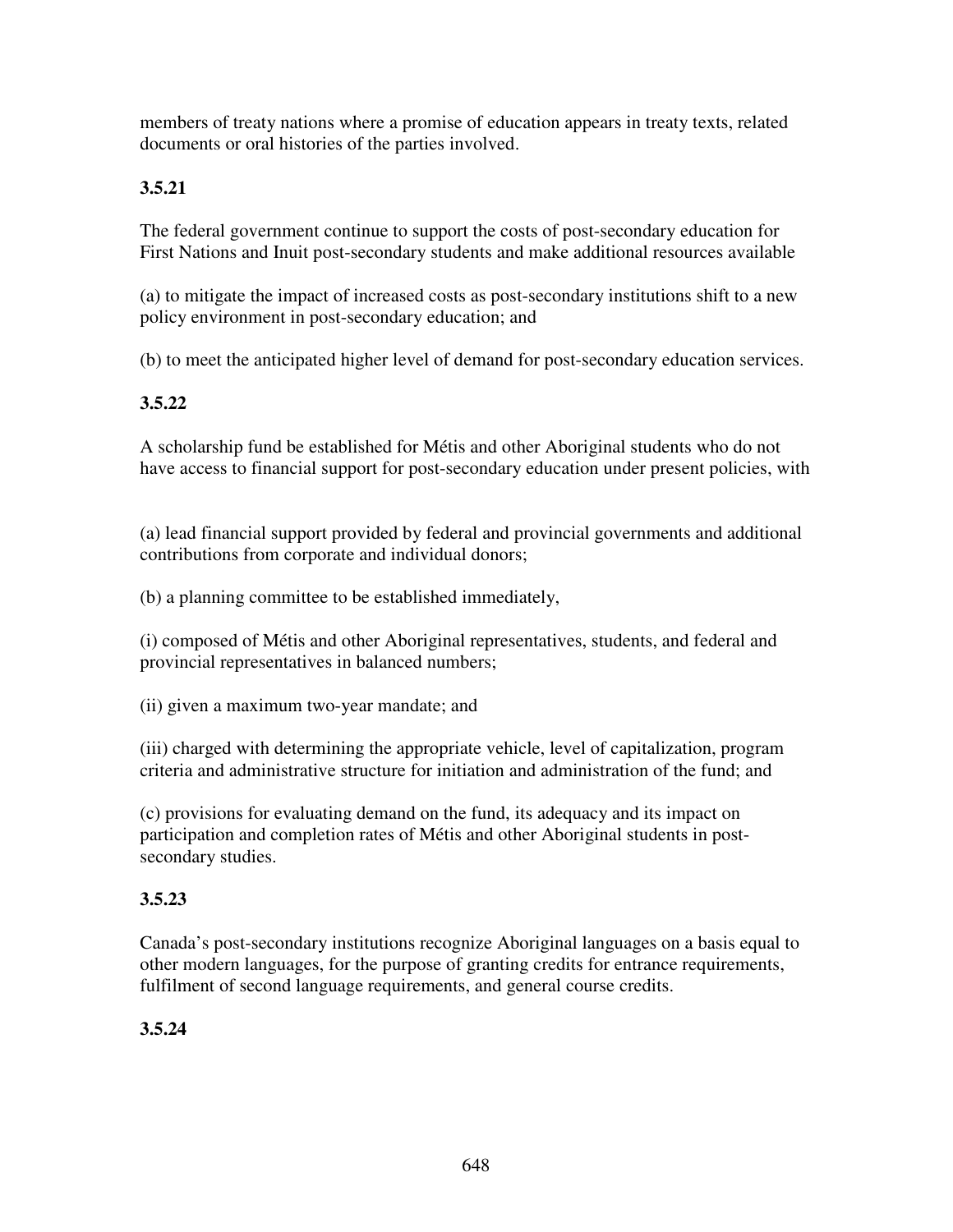members of treaty nations where a promise of education appears in treaty texts, related documents or oral histories of the parties involved.

**3.5.21**

The federal government continue to support the costs of post-secondary education for First Nations and Inuit post-secondary students and make additional resources available

(a) to mitigate the impact of increased costs as post-secondary institutions shift to a new policy environment in post-secondary education; and

(b) to meet the anticipated higher level of demand for post-secondary education services.

**3.5.22**

A scholarship fund be established for Métis and other Aboriginal students who do not have access to financial support for post-secondary education under present policies, with

(a) lead financial support provided by federal and provincial governments and additional contributions from corporate and individual donors;

(b) a planning committee to be established immediately,

(i) composed of Métis and other Aboriginal representatives, students, and federal and provincial representatives in balanced numbers;

(ii) given a maximum two-year mandate; and

(iii) charged with determining the appropriate vehicle, level of capitalization, program criteria and administrative structure for initiation and administration of the fund; and

(c) provisions for evaluating demand on the fund, its adequacy and its impact on participation and completion rates of Métis and other Aboriginal students in post-secondary studies.

**3.5.23**

Canada's post-secondary institutions recognize Aboriginal languages on a basis equal to other modern languages, for the purpose of granting credits for entrance requirements, fulfilment of second language requirements, and general course credits.

**3.5.24**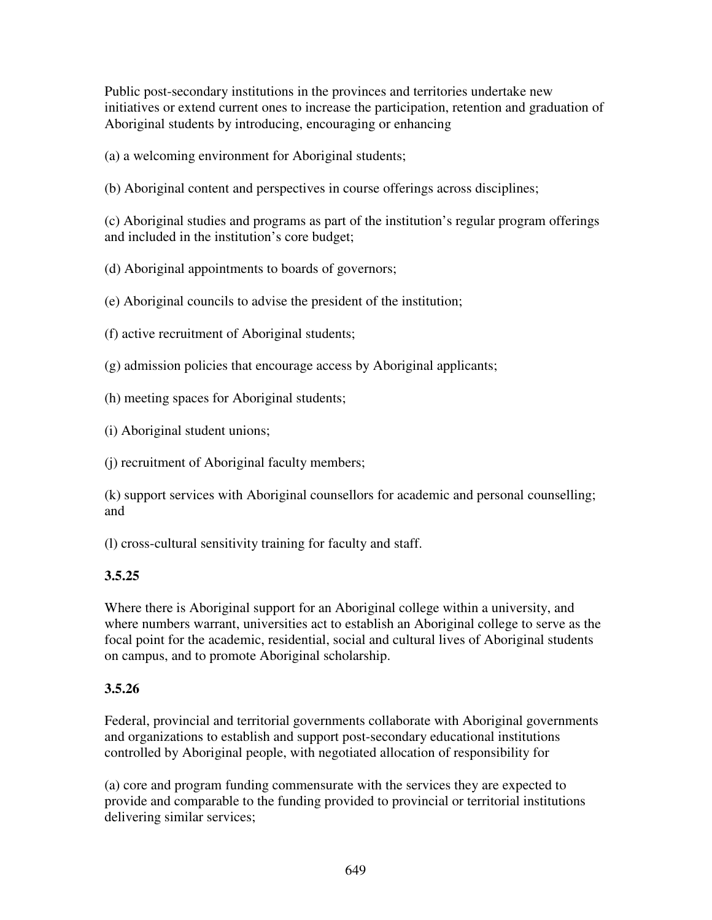Public post-secondary institutions in the provinces and territories undertake new initiatives or extend current ones to increase the participation, retention and graduation of Aboriginal students by introducing, encouraging or enhancing

(a) a welcoming environment for Aboriginal students;

(b) Aboriginal content and perspectives in course offerings across disciplines;

(c) Aboriginal studies and programs as part of the institution's regular program offerings and included in the institution's core budget;

(d) Aboriginal appointments to boards of governors;

(e) Aboriginal councils to advise the president of the institution;

(f) active recruitment of Aboriginal students;

(g) admission policies that encourage access by Aboriginal applicants;

(h) meeting spaces for Aboriginal students;

(i) Aboriginal student unions;

(j) recruitment of Aboriginal faculty members;

(k) support services with Aboriginal counsellors for academic and personal counselling; and

(l) cross-cultural sensitivity training for faculty and staff.

**3.5.25**

Where there is Aboriginal support for an Aboriginal college within a university, and where numbers warrant, universities act to establish an Aboriginal college to serve as the focal point for the academic, residential, social and cultural lives of Aboriginal students on campus, and to promote Aboriginal scholarship.

**3.5.26**

Federal, provincial and territorial governments collaborate with Aboriginal governments and organizations to establish and support post-secondary educational institutions controlled by Aboriginal people, with negotiated allocation of responsibility for

(a) core and program funding commensurate with the services they are expected to provide and comparable to the funding provided to provincial or territorial institutions delivering similar services;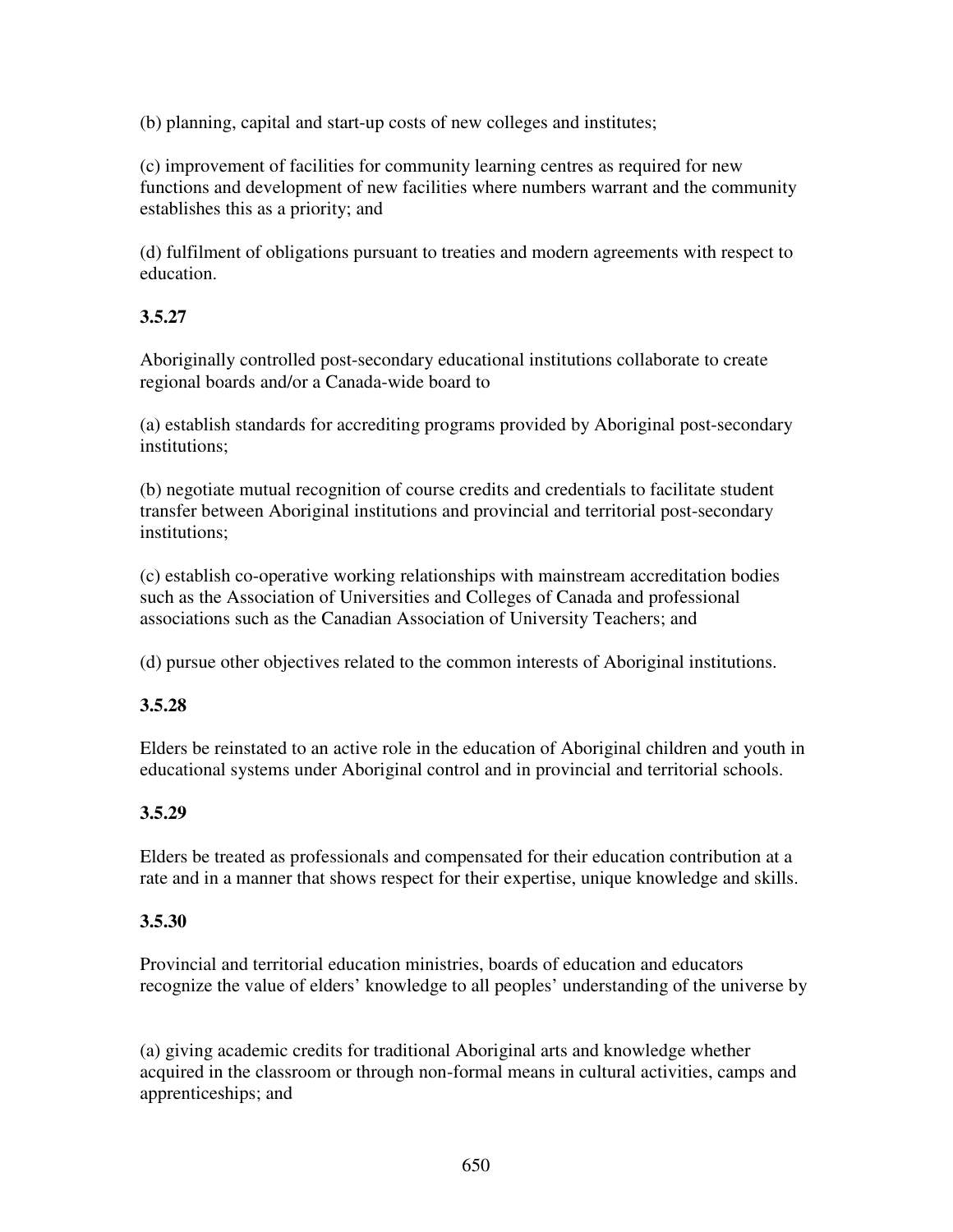(b) planning, capital and start-up costs of new colleges and institutes;

(c) improvement of facilities for community learning centres as required for new functions and development of new facilities where numbers warrant and the community establishes this as a priority; and

(d) fulfilment of obligations pursuant to treaties and modern agreements with respect to education.

**3.5.27**

Aboriginally controlled post-secondary educational institutions collaborate to create regional boards and/or a Canada-wide board to

(a) establish standards for accrediting programs provided by Aboriginal post-secondary institutions;

(b) negotiate mutual recognition of course credits and credentials to facilitate student transfer between Aboriginal institutions and provincial and territorial post-secondary institutions;

(c) establish co-operative working relationships with mainstream accreditation bodies such as the Association of Universities and Colleges of Canada and professional associations such as the Canadian Association of University Teachers; and

(d) pursue other objectives related to the common interests of Aboriginal institutions.

**3.5.28**

Elders be reinstated to an active role in the education of Aboriginal children and youth in educational systems under Aboriginal control and in provincial and territorial schools.

**3.5.29**

Elders be treated as professionals and compensated for their education contribution at a rate and in a manner that shows respect for their expertise, unique knowledge and skills.

**3.5.30**

Provincial and territorial education ministries, boards of education and educators recognize the value of elders' knowledge to all peoples' understanding of the universe by

(a) giving academic credits for traditional Aboriginal arts and knowledge whether acquired in the classroom or through non-formal means in cultural activities, camps and apprenticeships; and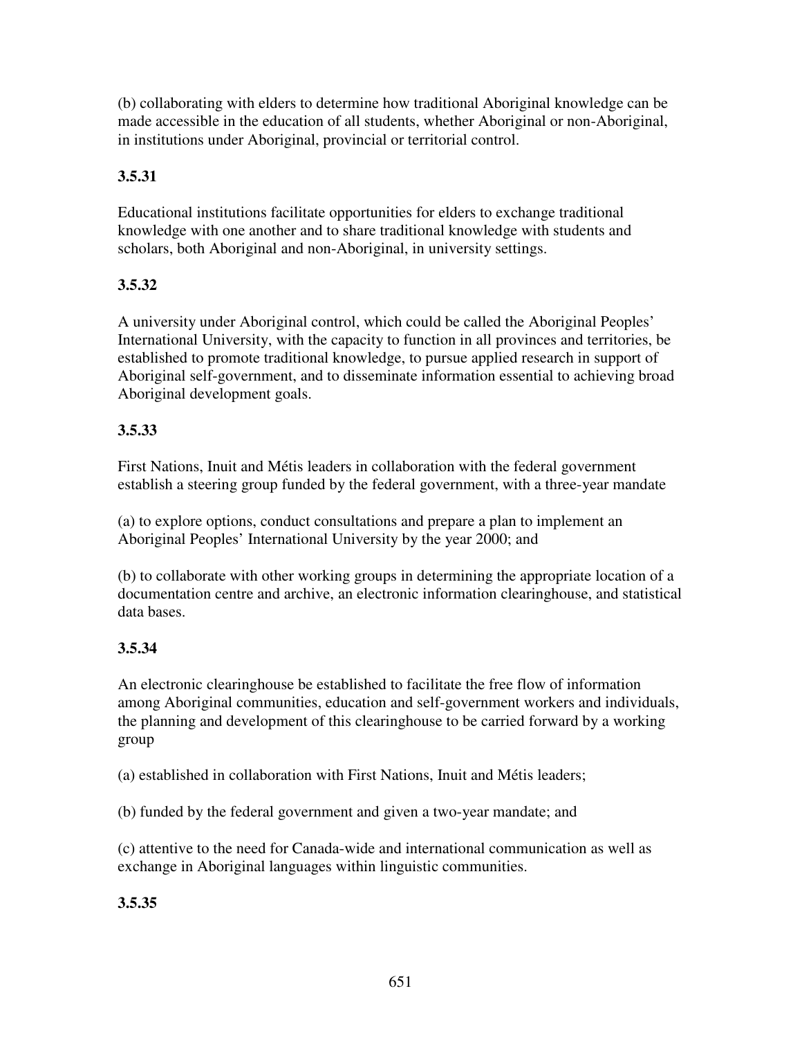(b) collaborating with elders to determine how traditional Aboriginal knowledge can be made accessible in the education of all students, whether Aboriginal or non-Aboriginal, in institutions under Aboriginal, provincial or territorial control.

**3.5.31**

Educational institutions facilitate opportunities for elders to exchange traditional knowledge with one another and to share traditional knowledge with students and scholars, both Aboriginal and non-Aboriginal, in university settings.

**3.5.32**

A university under Aboriginal control, which could be called the Aboriginal Peoples' International University, with the capacity to function in all provinces and territories, be established to promote traditional knowledge, to pursue applied research in support of Aboriginal self-government, and to disseminate information essential to achieving broad Aboriginal development goals.

**3.5.33**

First Nations, Inuit and Métis leaders in collaboration with the federal government establish a steering group funded by the federal government, with a three-year mandate

(a) to explore options, conduct consultations and prepare a plan to implement an Aboriginal Peoples' International University by the year 2000; and

(b) to collaborate with other working groups in determining the appropriate location of a documentation centre and archive, an electronic information clearinghouse, and statistical data bases.

**3.5.34**

An electronic clearinghouse be established to facilitate the free flow of information among Aboriginal communities, education and self-government workers and individuals, the planning and development of this clearinghouse to be carried forward by a working group

(a) established in collaboration with First Nations, Inuit and Métis leaders;

(b) funded by the federal government and given a two-year mandate; and

(c) attentive to the need for Canada-wide and international communication as well as exchange in Aboriginal languages within linguistic communities.

**3.5.35**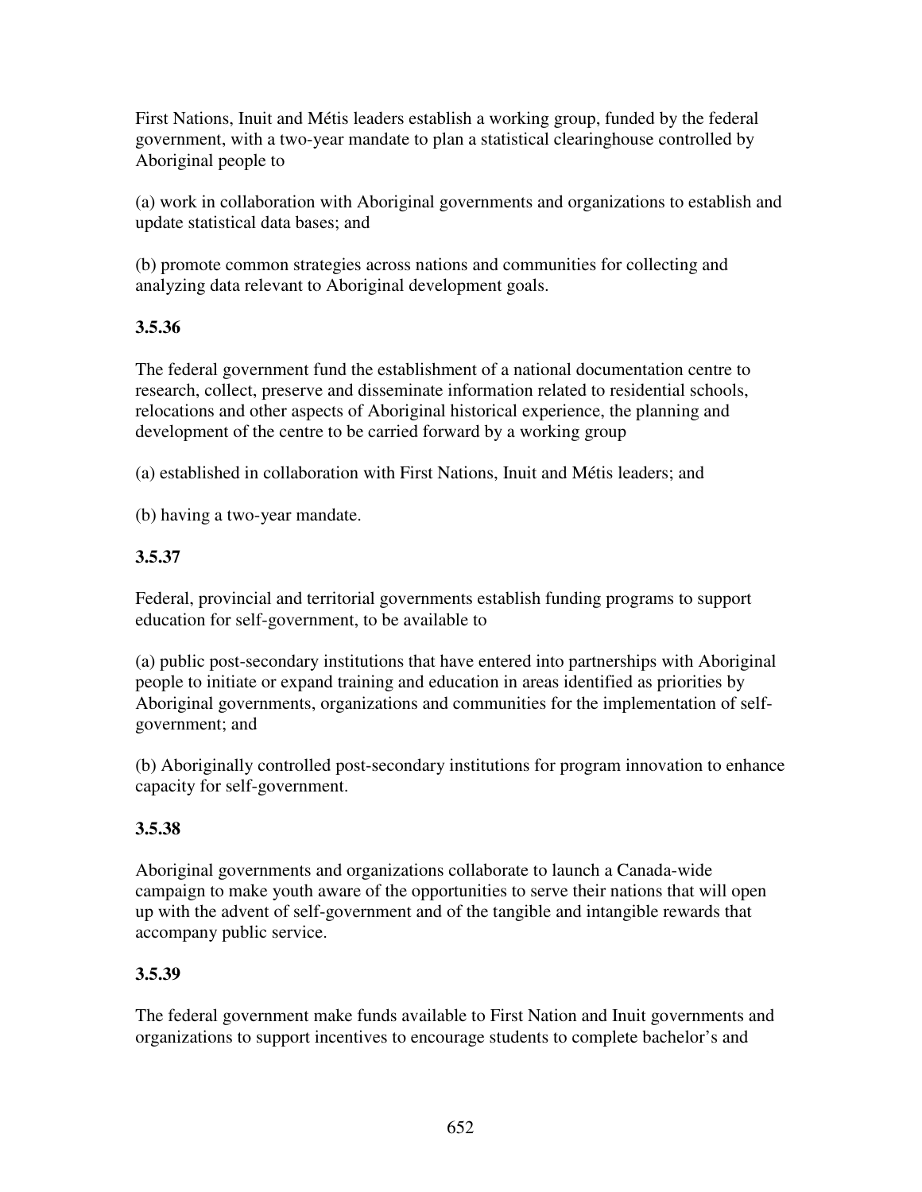First Nations, Inuit and Métis leaders establish a working group, funded by the federal government, with a two-year mandate to plan a statistical clearinghouse controlled by Aboriginal people to

(a) work in collaboration with Aboriginal governments and organizations to establish and update statistical data bases; and

(b) promote common strategies across nations and communities for collecting and analyzing data relevant to Aboriginal development goals.

**3.5.36**

The federal government fund the establishment of a national documentation centre to research, collect, preserve and disseminate information related to residential schools, relocations and other aspects of Aboriginal historical experience, the planning and development of the centre to be carried forward by a working group

(a) established in collaboration with First Nations, Inuit and Métis leaders; and

(b) having a two-year mandate.

**3.5.37**

Federal, provincial and territorial governments establish funding programs to support education for self-government, to be available to

(a) public post-secondary institutions that have entered into partnerships with Aboriginal people to initiate or expand training and education in areas identified as priorities by Aboriginal governments, organizations and communities for the implementation of self-government; and

(b) Aboriginally controlled post-secondary institutions for program innovation to enhance capacity for self-government.

**3.5.38**

Aboriginal governments and organizations collaborate to launch a Canada-wide campaign to make youth aware of the opportunities to serve their nations that will open up with the advent of self-government and of the tangible and intangible rewards that accompany public service.

**3.5.39**

The federal government make funds available to First Nation and Inuit governments and organizations to support incentives to encourage students to complete bachelor's and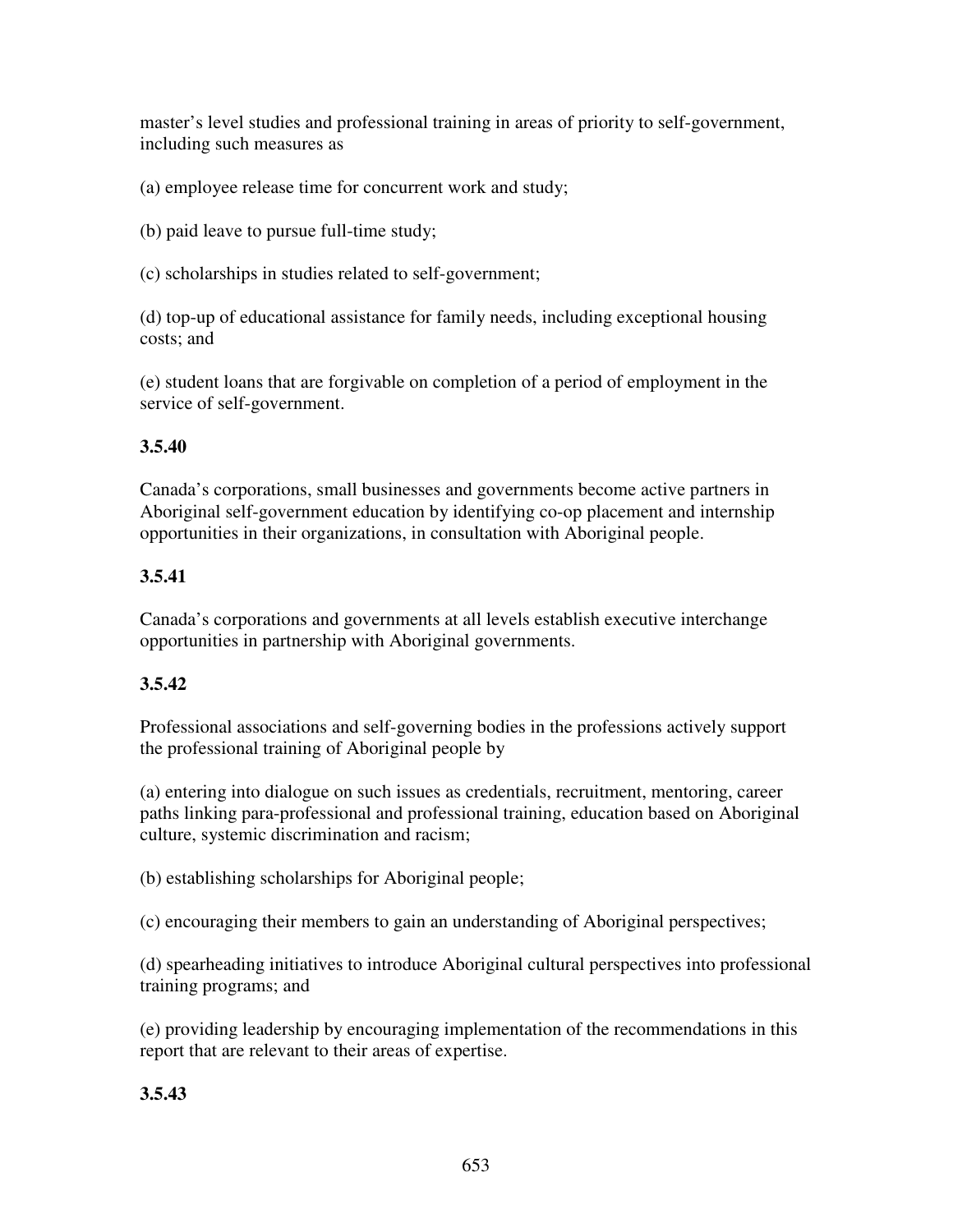master's level studies and professional training in areas of priority to self-government, including such measures as

(a) employee release time for concurrent work and study;

(b) paid leave to pursue full-time study;

(c) scholarships in studies related to self-government;

(d) top-up of educational assistance for family needs, including exceptional housing costs; and

(e) student loans that are forgivable on completion of a period of employment in the service of self-government.

**3.5.40**

Canada's corporations, small businesses and governments become active partners in Aboriginal self-government education by identifying co-op placement and internship opportunities in their organizations, in consultation with Aboriginal people.

**3.5.41**

Canada's corporations and governments at all levels establish executive interchange opportunities in partnership with Aboriginal governments.

**3.5.42**

Professional associations and self-governing bodies in the professions actively support the professional training of Aboriginal people by

(a) entering into dialogue on such issues as credentials, recruitment, mentoring, career paths linking para-professional and professional training, education based on Aboriginal culture, systemic discrimination and racism;

(b) establishing scholarships for Aboriginal people;

(c) encouraging their members to gain an understanding of Aboriginal perspectives;

(d) spearheading initiatives to introduce Aboriginal cultural perspectives into professional training programs; and

(e) providing leadership by encouraging implementation of the recommendations in this report that are relevant to their areas of expertise.

**3.5.43**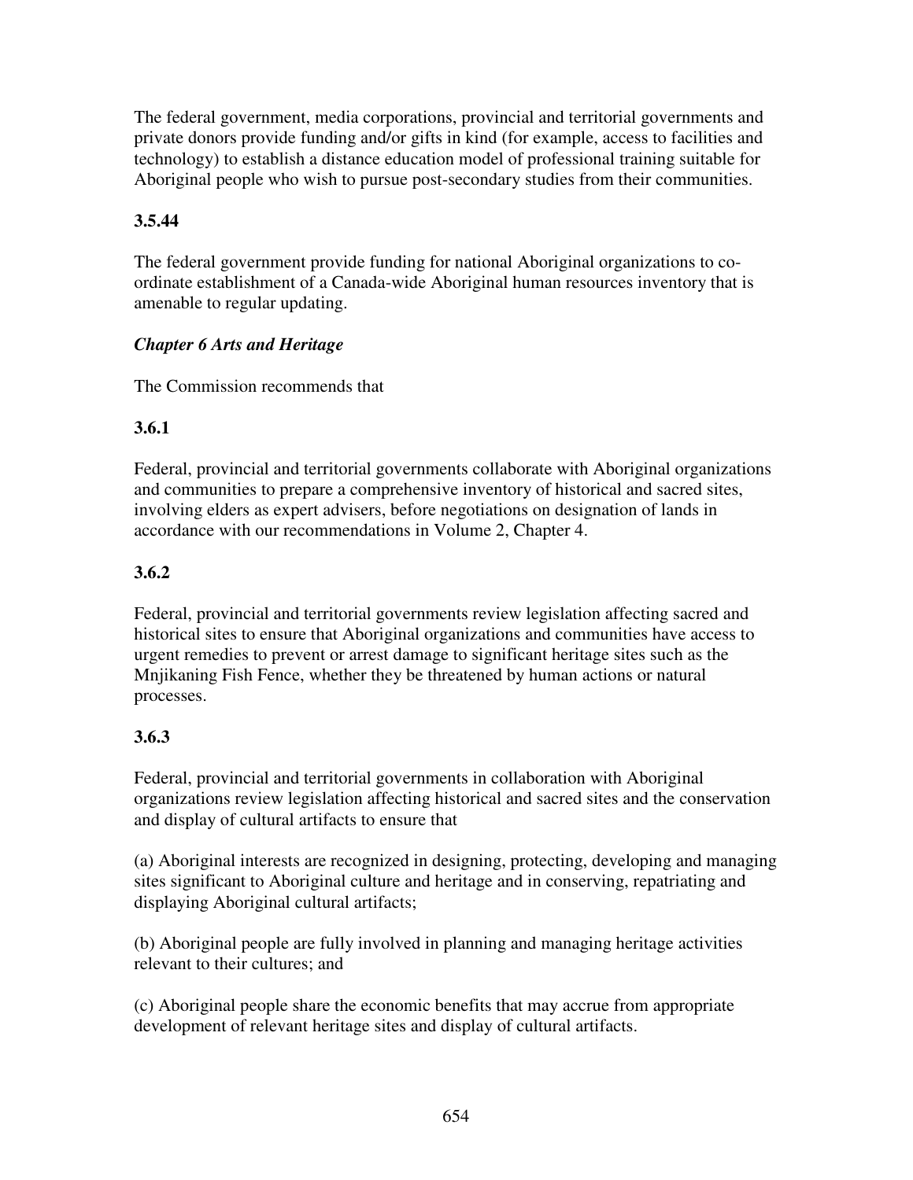The federal government, media corporations, provincial and territorial governments and private donors provide funding and/or gifts in kind (for example, access to facilities and technology) to establish a distance education model of professional training suitable for Aboriginal people who wish to pursue post-secondary studies from their communities.

**3.5.44**

The federal government provide funding for national Aboriginal organizations to co-ordinate establishment of a Canada-wide Aboriginal human resources inventory that is amenable to regular updating.

***Chapter 6 Arts and Heritage***

The Commission recommends that

**3.6.1**

Federal, provincial and territorial governments collaborate with Aboriginal organizations and communities to prepare a comprehensive inventory of historical and sacred sites, involving elders as expert advisers, before negotiations on designation of lands in accordance with our recommendations in Volume 2, Chapter 4.

**3.6.2**

Federal, provincial and territorial governments review legislation affecting sacred and historical sites to ensure that Aboriginal organizations and communities have access to urgent remedies to prevent or arrest damage to significant heritage sites such as the Mnjikaning Fish Fence, whether they be threatened by human actions or natural processes.

**3.6.3**

Federal, provincial and territorial governments in collaboration with Aboriginal organizations review legislation affecting historical and sacred sites and the conservation and display of cultural artifacts to ensure that

(a) Aboriginal interests are recognized in designing, protecting, developing and managing sites significant to Aboriginal culture and heritage and in conserving, repatriating and displaying Aboriginal cultural artifacts;

(b) Aboriginal people are fully involved in planning and managing heritage activities relevant to their cultures; and

(c) Aboriginal people share the economic benefits that may accrue from appropriate development of relevant heritage sites and display of cultural artifacts.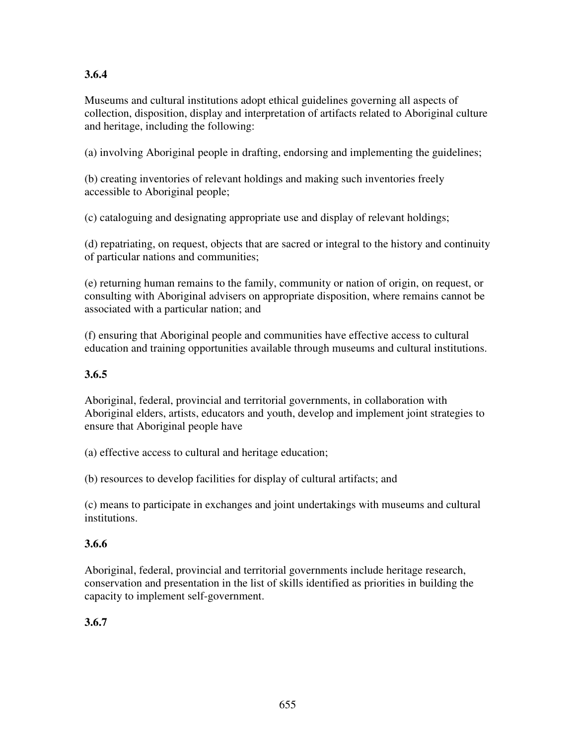**3.6.4**

Museums and cultural institutions adopt ethical guidelines governing all aspects of collection, disposition, display and interpretation of artifacts related to Aboriginal culture and heritage, including the following:

(a) involving Aboriginal people in drafting, endorsing and implementing the guidelines;

(b) creating inventories of relevant holdings and making such inventories freely accessible to Aboriginal people;

(c) cataloguing and designating appropriate use and display of relevant holdings;

(d) repatriating, on request, objects that are sacred or integral to the history and continuity of particular nations and communities;

(e) returning human remains to the family, community or nation of origin, on request, or consulting with Aboriginal advisers on appropriate disposition, where remains cannot be associated with a particular nation; and

(f) ensuring that Aboriginal people and communities have effective access to cultural education and training opportunities available through museums and cultural institutions.

**3.6.5**

Aboriginal, federal, provincial and territorial governments, in collaboration with Aboriginal elders, artists, educators and youth, develop and implement joint strategies to ensure that Aboriginal people have

(a) effective access to cultural and heritage education;

(b) resources to develop facilities for display of cultural artifacts; and

(c) means to participate in exchanges and joint undertakings with museums and cultural institutions.

**3.6.6**

Aboriginal, federal, provincial and territorial governments include heritage research, conservation and presentation in the list of skills identified as priorities in building the capacity to implement self-government.

**3.6.7**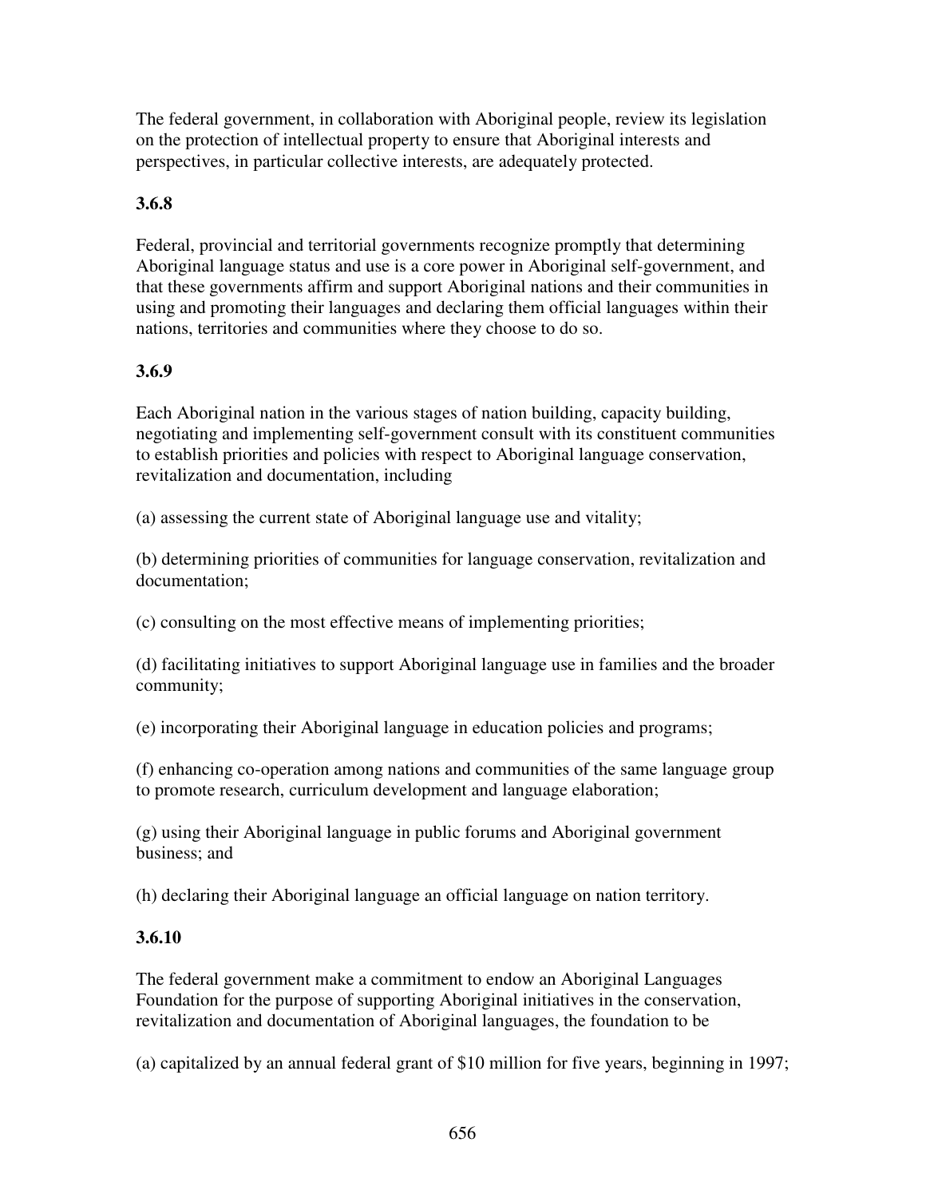The federal government, in collaboration with Aboriginal people, review its legislation on the protection of intellectual property to ensure that Aboriginal interests and perspectives, in particular collective interests, are adequately protected.

**3.6.8**

Federal, provincial and territorial governments recognize promptly that determining Aboriginal language status and use is a core power in Aboriginal self-government, and that these governments affirm and support Aboriginal nations and their communities in using and promoting their languages and declaring them official languages within their nations, territories and communities where they choose to do so.

**3.6.9**

Each Aboriginal nation in the various stages of nation building, capacity building, negotiating and implementing self-government consult with its constituent communities to establish priorities and policies with respect to Aboriginal language conservation, revitalization and documentation, including

(a) assessing the current state of Aboriginal language use and vitality;

(b) determining priorities of communities for language conservation, revitalization and documentation;

(c) consulting on the most effective means of implementing priorities;

(d) facilitating initiatives to support Aboriginal language use in families and the broader community;

(e) incorporating their Aboriginal language in education policies and programs;

(f) enhancing co-operation among nations and communities of the same language group to promote research, curriculum development and language elaboration;

(g) using their Aboriginal language in public forums and Aboriginal government business; and

(h) declaring their Aboriginal language an official language on nation territory.

**3.6.10**

The federal government make a commitment to endow an Aboriginal Languages Foundation for the purpose of supporting Aboriginal initiatives in the conservation, revitalization and documentation of Aboriginal languages, the foundation to be

(a) capitalized by an annual federal grant of $10 million for five years, beginning in 1997;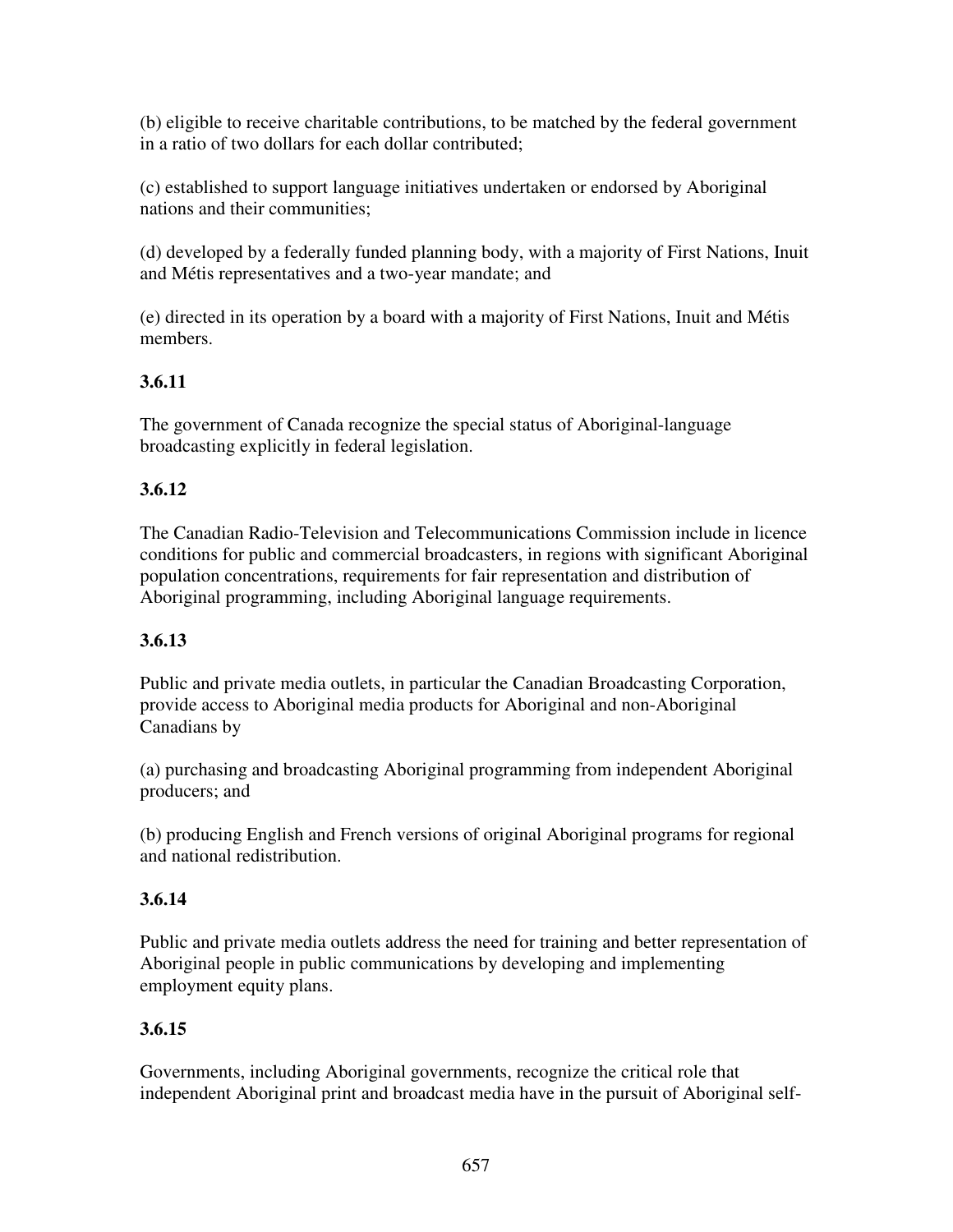(b) eligible to receive charitable contributions, to be matched by the federal government in a ratio of two dollars for each dollar contributed;

(c) established to support language initiatives undertaken or endorsed by Aboriginal nations and their communities;

(d) developed by a federally funded planning body, with a majority of First Nations, Inuit and Métis representatives and a two-year mandate; and

(e) directed in its operation by a board with a majority of First Nations, Inuit and Métis members.

**3.6.11**

The government of Canada recognize the special status of Aboriginal-language broadcasting explicitly in federal legislation.

**3.6.12**

The Canadian Radio-Television and Telecommunications Commission include in licence conditions for public and commercial broadcasters, in regions with significant Aboriginal population concentrations, requirements for fair representation and distribution of Aboriginal programming, including Aboriginal language requirements.

**3.6.13**

Public and private media outlets, in particular the Canadian Broadcasting Corporation, provide access to Aboriginal media products for Aboriginal and non-Aboriginal Canadians by

(a) purchasing and broadcasting Aboriginal programming from independent Aboriginal producers; and

(b) producing English and French versions of original Aboriginal programs for regional and national redistribution.

**3.6.14**

Public and private media outlets address the need for training and better representation of Aboriginal people in public communications by developing and implementing employment equity plans.

**3.6.15**

Governments, including Aboriginal governments, recognize the critical role that independent Aboriginal print and broadcast media have in the pursuit of Aboriginal self-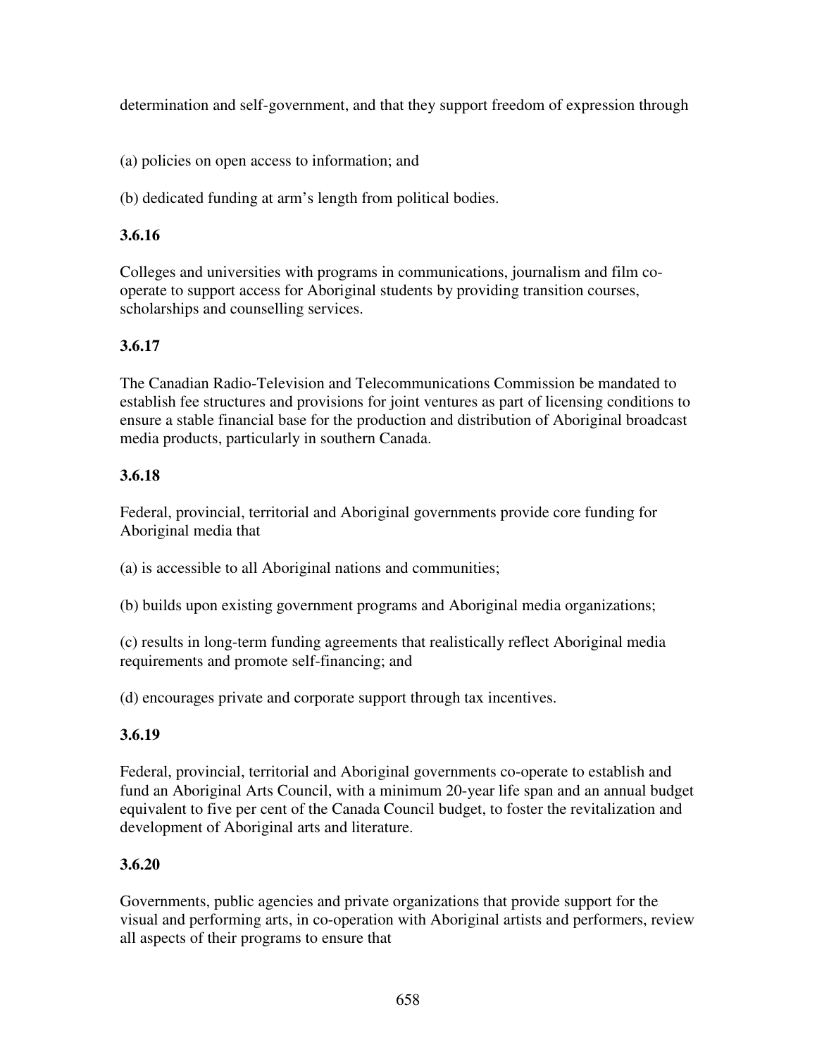determination and self-government, and that they support freedom of expression through

(a) policies on open access to information; and

(b) dedicated funding at arm's length from political bodies.

**3.6.16**

Colleges and universities with programs in communications, journalism and film co-operate to support access for Aboriginal students by providing transition courses, scholarships and counselling services.

**3.6.17**

The Canadian Radio-Television and Telecommunications Commission be mandated to establish fee structures and provisions for joint ventures as part of licensing conditions to ensure a stable financial base for the production and distribution of Aboriginal broadcast media products, particularly in southern Canada.

**3.6.18**

Federal, provincial, territorial and Aboriginal governments provide core funding for Aboriginal media that

(a) is accessible to all Aboriginal nations and communities;

(b) builds upon existing government programs and Aboriginal media organizations;

(c) results in long-term funding agreements that realistically reflect Aboriginal media requirements and promote self-financing; and

(d) encourages private and corporate support through tax incentives.

**3.6.19**

Federal, provincial, territorial and Aboriginal governments co-operate to establish and fund an Aboriginal Arts Council, with a minimum 20-year life span and an annual budget equivalent to five per cent of the Canada Council budget, to foster the revitalization and development of Aboriginal arts and literature.

**3.6.20**

Governments, public agencies and private organizations that provide support for the visual and performing arts, in co-operation with Aboriginal artists and performers, review all aspects of their programs to ensure that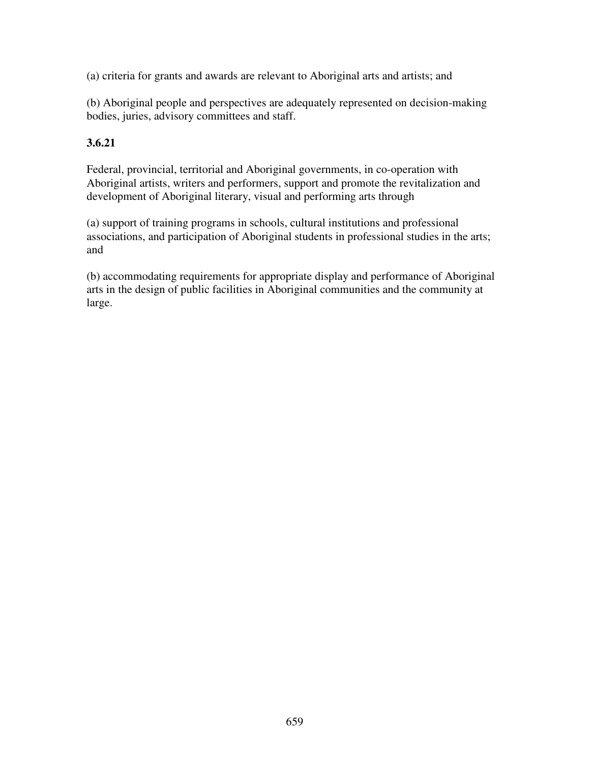(a) criteria for grants and awards are relevant to Aboriginal arts and artists; and

(b) Aboriginal people and perspectives are adequately represented on decision-making bodies, juries, advisory committees and staff.

**3.6.21**

Federal, provincial, territorial and Aboriginal governments, in co-operation with Aboriginal artists, writers and performers, support and promote the revitalization and development of Aboriginal literary, visual and performing arts through

(a) support of training programs in schools, cultural institutions and professional associations, and participation of Aboriginal students in professional studies in the arts; and

(b) accommodating requirements for appropriate display and performance of Aboriginal arts in the design of public facilities in Aboriginal communities and the community at large.